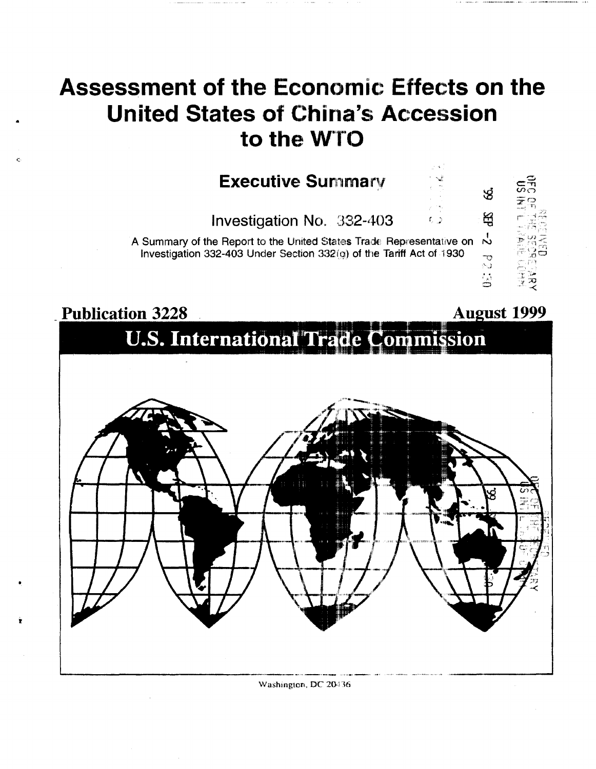# Assessment of the Economic Effects on the United States of China's Accession to the WTO

## Executive Summary

Investigation No. 332-403

A Summary of the Report to the United States Trade Representative on Investigation 332-403 Under Section 332(g) of the Tariff Act of 1930

**Publication 3228** **August 1999**

**U.S. International Trade Commission**

Washington, DC 20436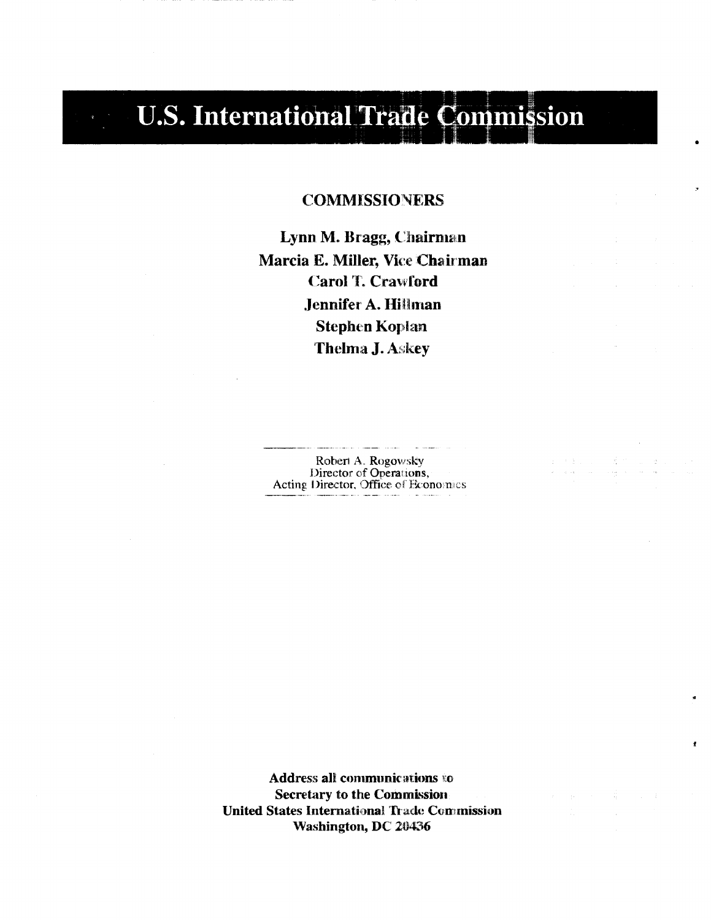# U.S. International Trade Commission

## COMMISSIONERS

**Lynn M. Bragg, Chairman**
**Marcia E. Miller, Vice Chairman**
**Carol T. Crawford**
**Jennifer A. Hillman**
**Stephen Koplan**
**Thelma J. Askey**

Robert A. Rogowsky
Director of Operations,
Acting Director, Office of Economics

**Address all communications to**
**Secretary to the Commission**
**United States International Trade Commission**
**Washington, DC 20436**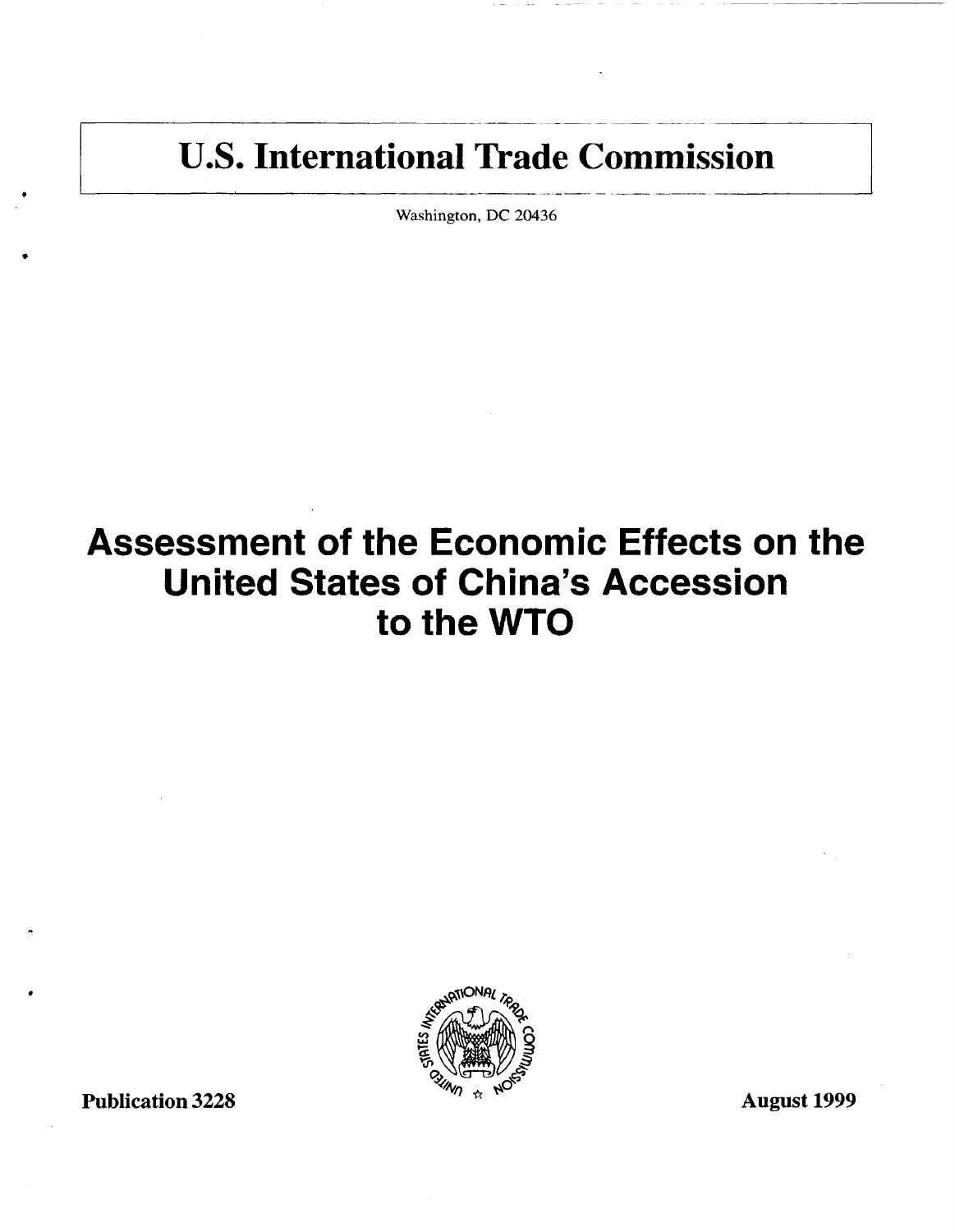# U.S. International Trade Commission

Washington, DC 20436

# Assessment of the Economic Effects on the United States of China's Accession to the WTO

Publication 3228

August 1999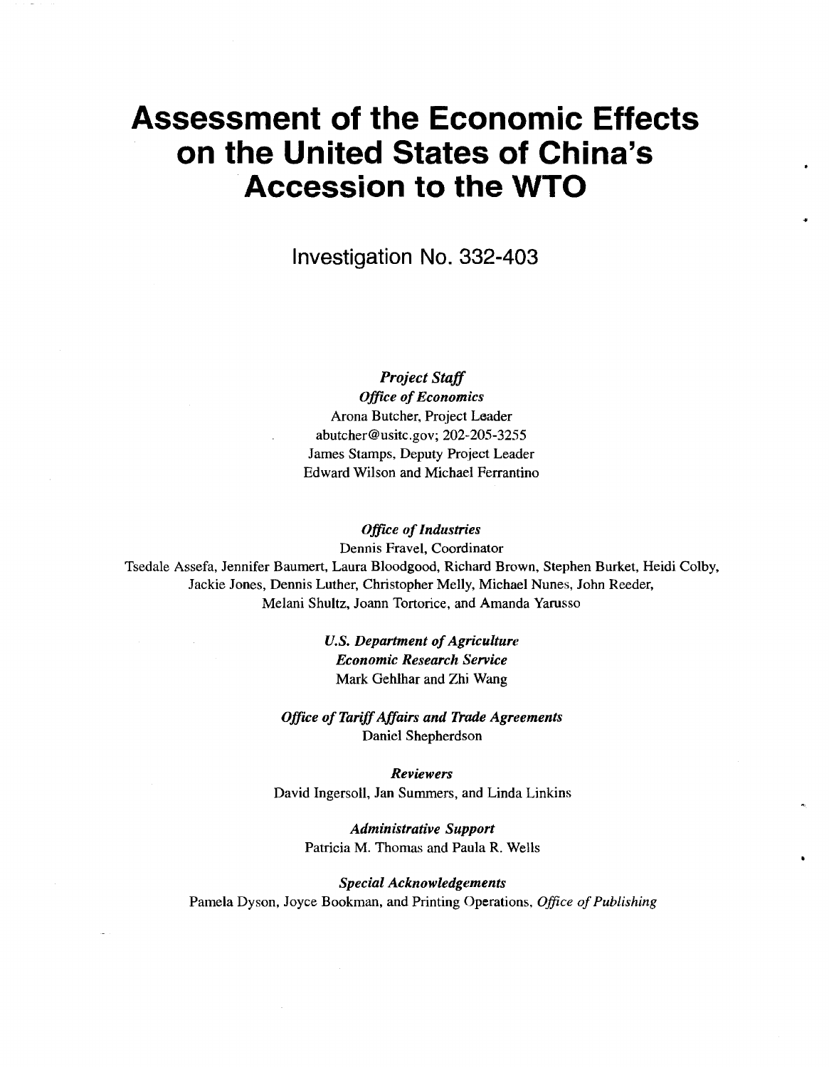# Assessment of the Economic Effects on the United States of China's Accession to the WTO

## Investigation No. 332-403

***Project Staff***
***Office of Economics***
Arona Butcher, Project Leader
abutcher@usitc.gov; 202-205-3255
James Stamps, Deputy Project Leader
Edward Wilson and Michael Ferrantino

***Office of Industries***
Dennis Fravel, Coordinator
Tsedale Assefa, Jennifer Baumert, Laura Bloodgood, Richard Brown, Stephen Burket, Heidi Colby, Jackie Jones, Dennis Luther, Christopher Melly, Michael Nunes, John Reeder, Melani Shultz, Joann Tortorice, and Amanda Yarusso

***U.S. Department of Agriculture***
***Economic Research Service***
Mark Gehlhar and Zhi Wang

***Office of Tariff Affairs and Trade Agreements***
Daniel Shepherdson

***Reviewers***
David Ingersoll, Jan Summers, and Linda Linkins

***Administrative Support***
Patricia M. Thomas and Paula R. Wells

***Special Acknowledgements***
Pamela Dyson, Joyce Bookman, and Printing Operations, *Office of Publishing*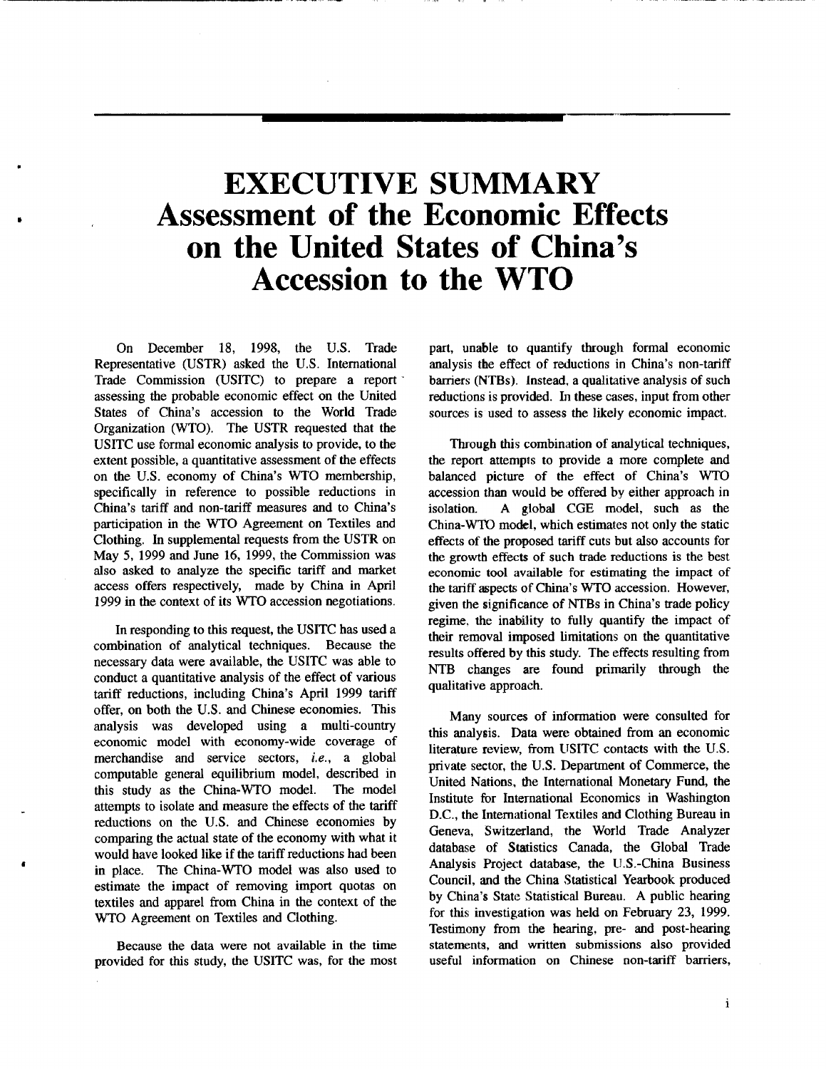# EXECUTIVE SUMMARY Assessment of the Economic Effects on the United States of China's Accession to the WTO

On December 18, 1998, the U.S. Trade Representative (USTR) asked the U.S. International Trade Commission (USITC) to prepare a report assessing the probable economic effect on the United States of China's accession to the World Trade Organization (WTO). The USTR requested that the USITC use formal economic analysis to provide, to the extent possible, a quantitative assessment of the effects on the U.S. economy of China's WTO membership, specifically in reference to possible reductions in China's tariff and non-tariff measures and to China's participation in the WTO Agreement on Textiles and Clothing. In supplemental requests from the USTR on May 5, 1999 and June 16, 1999, the Commission was also asked to analyze the specific tariff and market access offers respectively, made by China in April 1999 in the context of its WTO accession negotiations.

In responding to this request, the USITC has used a combination of analytical techniques. Because the necessary data were available, the USITC was able to conduct a quantitative analysis of the effect of various tariff reductions, including China's April 1999 tariff offer, on both the U.S. and Chinese economies. This analysis was developed using a multi-country economic model with economy-wide coverage of merchandise and service sectors, *i.e.*, a global computable general equilibrium model, described in this study as the China-WTO model. The model attempts to isolate and measure the effects of the tariff reductions on the U.S. and Chinese economies by comparing the actual state of the economy with what it would have looked like if the tariff reductions had been in place. The China-WTO model was also used to estimate the impact of removing import quotas on textiles and apparel from China in the context of the WTO Agreement on Textiles and Clothing.

Because the data were not available in the time provided for this study, the USITC was, for the most part, unable to quantify through formal economic analysis the effect of reductions in China's non-tariff barriers (NTBs). Instead, a qualitative analysis of such reductions is provided. In these cases, input from other sources is used to assess the likely economic impact.

Through this combination of analytical techniques, the report attempts to provide a more complete and balanced picture of the effect of China's WTO accession than would be offered by either approach in isolation. A global CGE model, such as the China-WTO model, which estimates not only the static effects of the proposed tariff cuts but also accounts for the growth effects of such trade reductions is the best economic tool available for estimating the impact of the tariff aspects of China's WTO accession. However, given the significance of NTBs in China's trade policy regime, the inability to fully quantify the impact of their removal imposed limitations on the quantitative results offered by this study. The effects resulting from NTB changes are found primarily through the qualitative approach.

Many sources of information were consulted for this analysis. Data were obtained from an economic literature review, from USITC contacts with the U.S. private sector, the U.S. Department of Commerce, the United Nations, the International Monetary Fund, the Institute for International Economics in Washington D.C., the International Textiles and Clothing Bureau in Geneva, Switzerland, the World Trade Analyzer database of Statistics Canada, the Global Trade Analysis Project database, the U.S.-China Business Council, and the China Statistical Yearbook produced by China's State Statistical Bureau. A public hearing for this investigation was held on February 23, 1999. Testimony from the hearing, pre- and post-hearing statements, and written submissions also provided useful information on Chinese non-tariff barriers,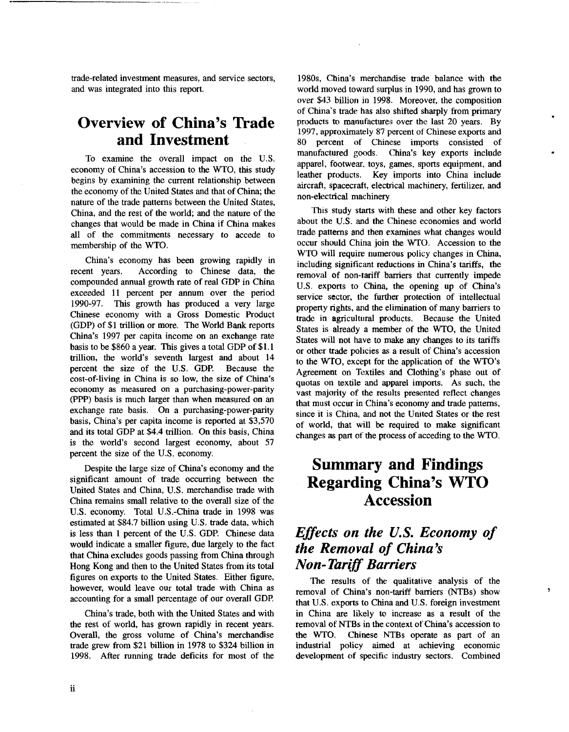trade-related investment measures, and service sectors, and was integrated into this report.

## Overview of China's Trade and Investment

To examine the overall impact on the U.S. economy of China's accession to the WTO, this study begins by examining the current relationship between the economy of the United States and that of China; the nature of the trade patterns between the United States, China, and the rest of the world; and the nature of the changes that would be made in China if China makes all of the commitments necessary to accede to membership of the WTO.

China's economy has been growing rapidly in recent years. According to Chinese data, the compounded annual growth rate of real GDP in China exceeded 11 percent per annum over the period 1990-97. This growth has produced a very large Chinese economy with a Gross Domestic Product (GDP) of $1 trillion or more. The World Bank reports China's 1997 per capita income on an exchange rate basis to be $860 a year. This gives a total GDP of $1.1 trillion, the world's seventh largest and about 14 percent the size of the U.S. GDP. Because the cost-of-living in China is so low, the size of China's economy as measured on a purchasing-power-parity (PPP) basis is much larger than when measured on an exchange rate basis. On a purchasing-power-parity basis, China's per capita income is reported at $3,570 and its total GDP at $4.4 trillion. On this basis, China is the world's second largest economy, about 57 percent the size of the U.S. economy.

Despite the large size of China's economy and the significant amount of trade occurring between the United States and China, U.S. merchandise trade with China remains small relative to the overall size of the U.S. economy. Total U.S.-China trade in 1998 was estimated at $84.7 billion using U.S. trade data, which is less than 1 percent of the U.S. GDP. Chinese data would indicate a smaller figure, due largely to the fact that China excludes goods passing from China through Hong Kong and then to the United States from its total figures on exports to the United States. Either figure, however, would leave our total trade with China as accounting for a small percentage of our overall GDP.

China's trade, both with the United States and with the rest of world, has grown rapidly in recent years. Overall, the gross volume of China's merchandise trade grew from $21 billion in 1978 to $324 billion in 1998. After running trade deficits for most of the 1980s, China's merchandise trade balance with the world moved toward surplus in 1990, and has grown to over $43 billion in 1998. Moreover, the composition of China's trade has also shifted sharply from primary products to manufactures over the last 20 years. By 1997, approximately 87 percent of Chinese exports and 80 percent of Chinese imports consisted of manufactured goods. China's key exports include apparel, footwear, toys, games, sports equipment, and leather products. Key imports into China include aircraft, spacecraft, electrical machinery, fertilizer, and non-electrical machinery.

This study starts with these and other key factors about the U.S. and the Chinese economies and world trade patterns and then examines what changes would occur should China join the WTO. Accession to the WTO will require numerous policy changes in China, including significant reductions in China's tariffs, the removal of non-tariff barriers that currently impede U.S. exports to China, the opening up of China's service sector, the further protection of intellectual property rights, and the elimination of many barriers to trade in agricultural products. Because the United States is already a member of the WTO, the United States will not have to make any changes to its tariffs or other trade policies as a result of China's accession to the WTO, except for the application of the WTO's Agreement on Textiles and Clothing's phase out of quotas on textile and apparel imports. As such, the vast majority of the results presented reflect changes that must occur in China's economy and trade patterns, since it is China, and not the United States or the rest of world, that will be required to make significant changes as part of the process of acceding to the WTO.

## Summary and Findings Regarding China's WTO Accession

### *Effects on the U.S. Economy of the Removal of China's Non-Tariff Barriers*

The results of the qualitative analysis of the removal of China's non-tariff barriers (NTBs) show that U.S. exports to China and U.S. foreign investment in China are likely to increase as a result of the removal of NTBs in the context of China's accession to the WTO. Chinese NTBs operate as part of an industrial policy aimed at achieving economic development of specific industry sectors. Combined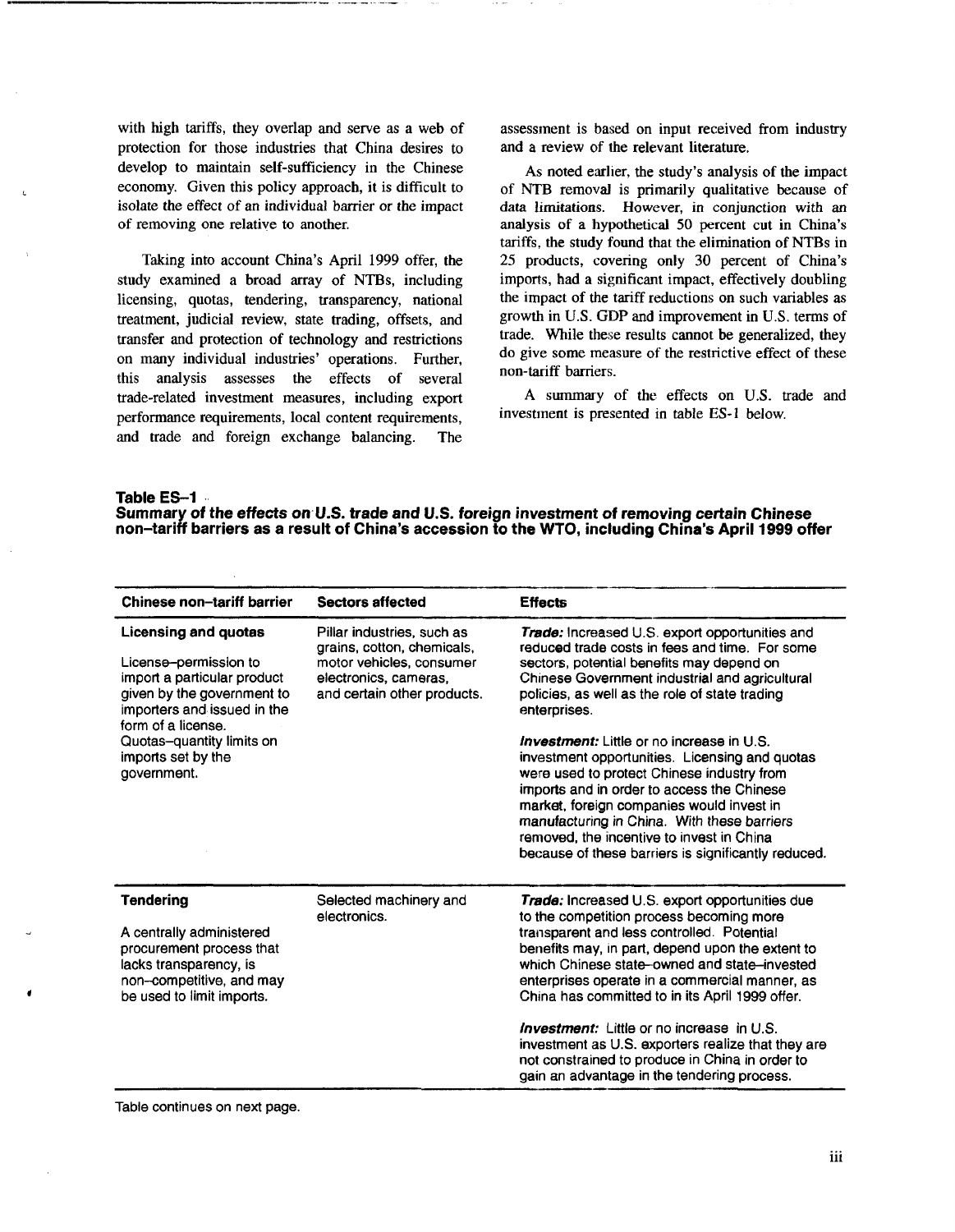with high tariffs, they overlap and serve as a web of protection for those industries that China desires to develop to maintain self-sufficiency in the Chinese economy. Given this policy approach, it is difficult to isolate the effect of an individual barrier or the impact of removing one relative to another.

Taking into account China's April 1999 offer, the study examined a broad array of NTBs, including licensing, quotas, tendering, transparency, national treatment, judicial review, state trading, offsets, and transfer and protection of technology and restrictions on many individual industries' operations. Further, this analysis assesses the effects of several trade-related investment measures, including export performance requirements, local content requirements, and trade and foreign exchange balancing. The assessment is based on input received from industry and a review of the relevant literature.

As noted earlier, the study's analysis of the impact of NTB removal is primarily qualitative because of data limitations. However, in conjunction with an analysis of a hypothetical 50 percent cut in China's tariffs, the study found that the elimination of NTBs in 25 products, covering only 30 percent of China's imports, had a significant impact, effectively doubling the impact of the tariff reductions on such variables as growth in U.S. GDP and improvement in U.S. terms of trade. While these results cannot be generalized, they do give some measure of the restrictive effect of these non-tariff barriers.

A summary of the effects on U.S. trade and investment is presented in table ES-1 below.

**Table ES–1**
***Summary of the effects on U.S. trade and U.S. foreign investment of removing certain Chinese non–tariff barriers as a result of China's accession to the WTO, including China's April 1999 offer***

| Chinese non–tariff barrier | Sectors affected | Effects |
|---|---|---|
| **Licensing and quotas**<br><br>License–permission to import a particular product given by the government to importers and issued in the form of a license.<br>Quotas–quantity limits on imports set by the government. | Pillar industries, such as grains, cotton, chemicals, motor vehicles, consumer electronics, cameras, and certain other products. | ***Trade:*** Increased U.S. export opportunities and reduced trade costs in fees and time. For some sectors, potential benefits may depend on Chinese Government industrial and agricultural policies, as well as the role of state trading enterprises.<br><br>***Investment:*** Little or no increase in U.S. investment opportunities. Licensing and quotas were used to protect Chinese industry from imports and in order to access the Chinese market, foreign companies would invest in manufacturing in China. With these barriers removed, the incentive to invest in China because of these barriers is significantly reduced. |
| **Tendering**<br><br>A centrally administered procurement process that lacks transparency, is non–competitive, and may be used to limit imports. | Selected machinery and electronics. | ***Trade:*** Increased U.S. export opportunities due to the competition process becoming more transparent and less controlled. Potential benefits may, in part, depend upon the extent to which Chinese state–owned and state–invested enterprises operate in a commercial manner, as China has committed to in its April 1999 offer.<br><br>***Investment:*** Little or no increase in U.S. investment as U.S. exporters realize that they are not constrained to produce in China in order to gain an advantage in the tendering process. |

Table continues on next page.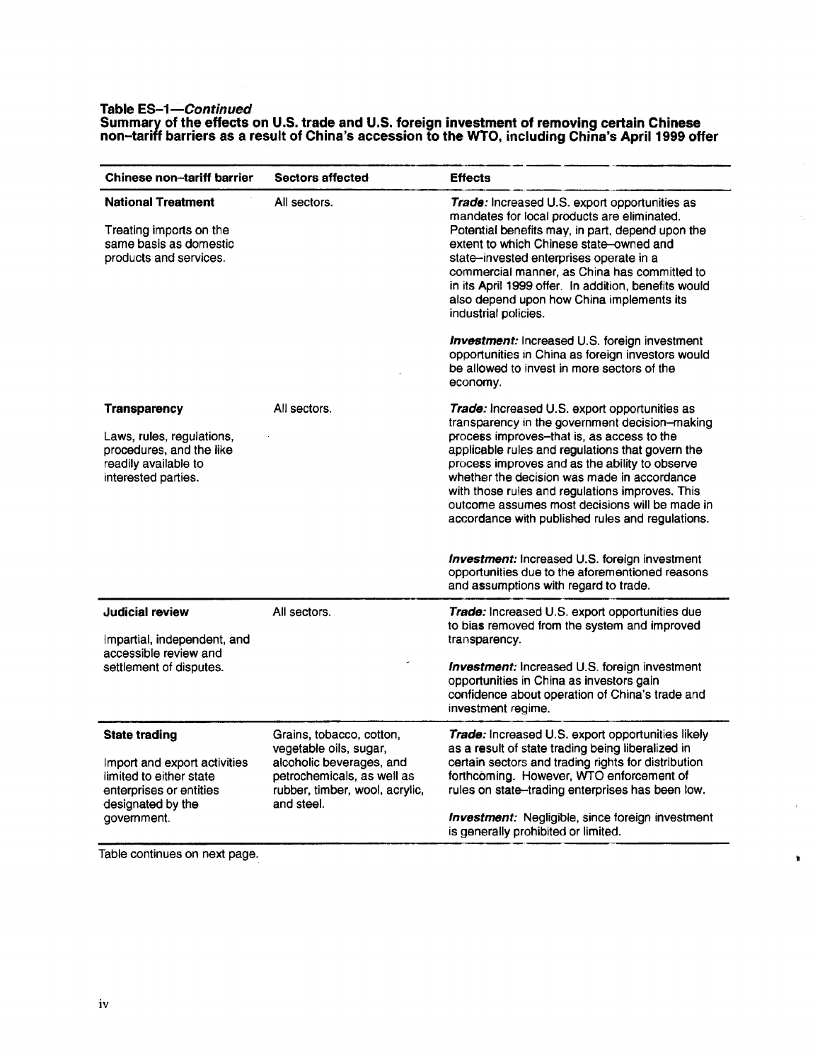**Table ES-1—*Continued***
**Summary of the effects on U.S. trade and U.S. foreign investment of removing certain Chinese non-tariff barriers as a result of China's accession to the WTO, including China's April 1999 offer**

| Chinese non-tariff barrier | Sectors affected | Effects |
|---|---|---|
| **National Treatment**<br><br>Treating imports on the same basis as domestic products and services. | All sectors. | ***Trade:*** Increased U.S. export opportunities as mandates for local products are eliminated. Potential benefits may, in part, depend upon the extent to which Chinese state-owned and state-invested enterprises operate in a commercial manner, as China has committed to in its April 1999 offer. In addition, benefits would also depend upon how China implements its industrial policies.<br><br>***Investment:*** Increased U.S. foreign investment opportunities in China as foreign investors would be allowed to invest in more sectors of the economy. |
| **Transparency**<br><br>Laws, rules, regulations, procedures, and the like readily available to interested parties. | All sectors. | ***Trade:*** Increased U.S. export opportunities as transparency in the government decision-making process improves-that is, as access to the applicable rules and regulations that govern the process improves and as the ability to observe whether the decision was made in accordance with those rules and regulations improves. This outcome assumes most decisions will be made in accordance with published rules and regulations.<br><br>***Investment:*** Increased U.S. foreign investment opportunities due to the aforementioned reasons and assumptions with regard to trade. |
| **Judicial review**<br><br>Impartial, independent, and accessible review and settlement of disputes. | All sectors. | ***Trade:*** Increased U.S. export opportunities due to bias removed from the system and improved transparency.<br><br>***Investment:*** Increased U.S. foreign investment opportunities in China as investors gain confidence about operation of China's trade and investment regime. |
| **State trading**<br><br>Import and export activities limited to either state enterprises or entities designated by the government. | Grains, tobacco, cotton, vegetable oils, sugar, alcoholic beverages, and petrochemicals, as well as rubber, timber, wool, acrylic, and steel. | ***Trade:*** Increased U.S. export opportunities likely as a result of state trading being liberalized in certain sectors and trading rights for distribution forthcoming. However, WTO enforcement of rules on state-trading enterprises has been low.<br><br>***Investment:*** Negligible, since foreign investment is generally prohibited or limited. |

Table continues on next page.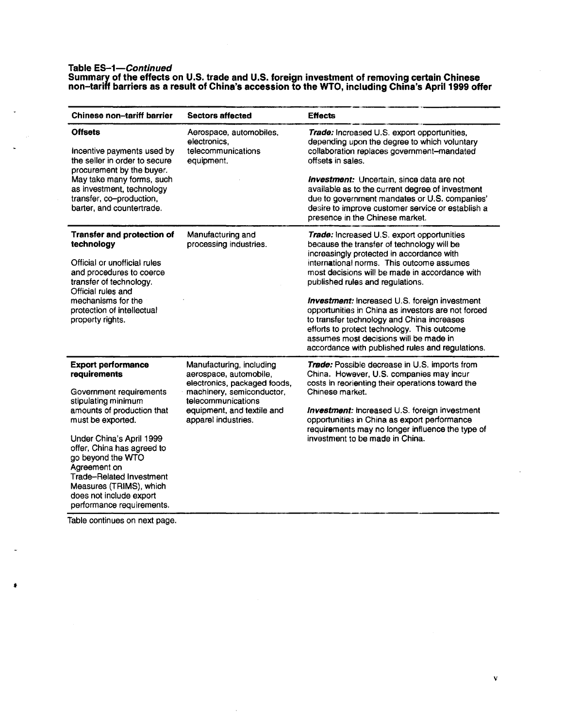**Table ES-1—*Continued***
**Summary of the effects on U.S. trade and U.S. foreign investment of removing certain Chinese non-tariff barriers as a result of China's accession to the WTO, including China's April 1999 offer**

| Chinese non-tariff barrier | Sectors affected | Effects |
|---|---|---|
| **Offsets**<br><br>Incentive payments used by the seller in order to secure procurement by the buyer. May take many forms, such as investment, technology transfer, co-production, barter, and countertrade. | Aerospace, automobiles, electronics, telecommunications equipment. | ***Trade:*** Increased U.S. export opportunities, depending upon the degree to which voluntary collaboration replaces government-mandated offsets in sales.<br><br>***Investment:*** Uncertain, since data are not available as to the current degree of investment due to government mandates or U.S. companies' desire to improve customer service or establish a presence in the Chinese market. |
| **Transfer and protection of technology**<br><br>Official or unofficial rules and procedures to coerce transfer of technology. Official rules and mechanisms for the protection of intellectual property rights. | Manufacturing and processing industries. | ***Trade:*** Increased U.S. export opportunities because the transfer of technology will be increasingly protected in accordance with international norms. This outcome assumes most decisions will be made in accordance with published rules and regulations.<br><br>***Investment:*** Increased U.S. foreign investment opportunities in China as investors are not forced to transfer technology and China increases efforts to protect technology. This outcome assumes most decisions will be made in accordance with published rules and regulations. |
| **Export performance requirements**<br><br>Government requirements stipulating minimum amounts of production that must be exported.<br><br>Under China's April 1999 offer, China has agreed to go beyond the WTO Agreement on Trade-Related Investment Measures (TRIMS), which does not include export performance requirements. | Manufacturing, including aerospace, automobile, electronics, packaged foods, machinery, semiconductor, telecommunications equipment, and textile and apparel industries. | ***Trade:*** Possible decrease in U.S. imports from China. However, U.S. companies may incur costs in reorienting their operations toward the Chinese market.<br><br>***Investment:*** Increased U.S. foreign investment opportunities in China as export performance requirements may no longer influence the type of investment to be made in China. |

Table continues on next page.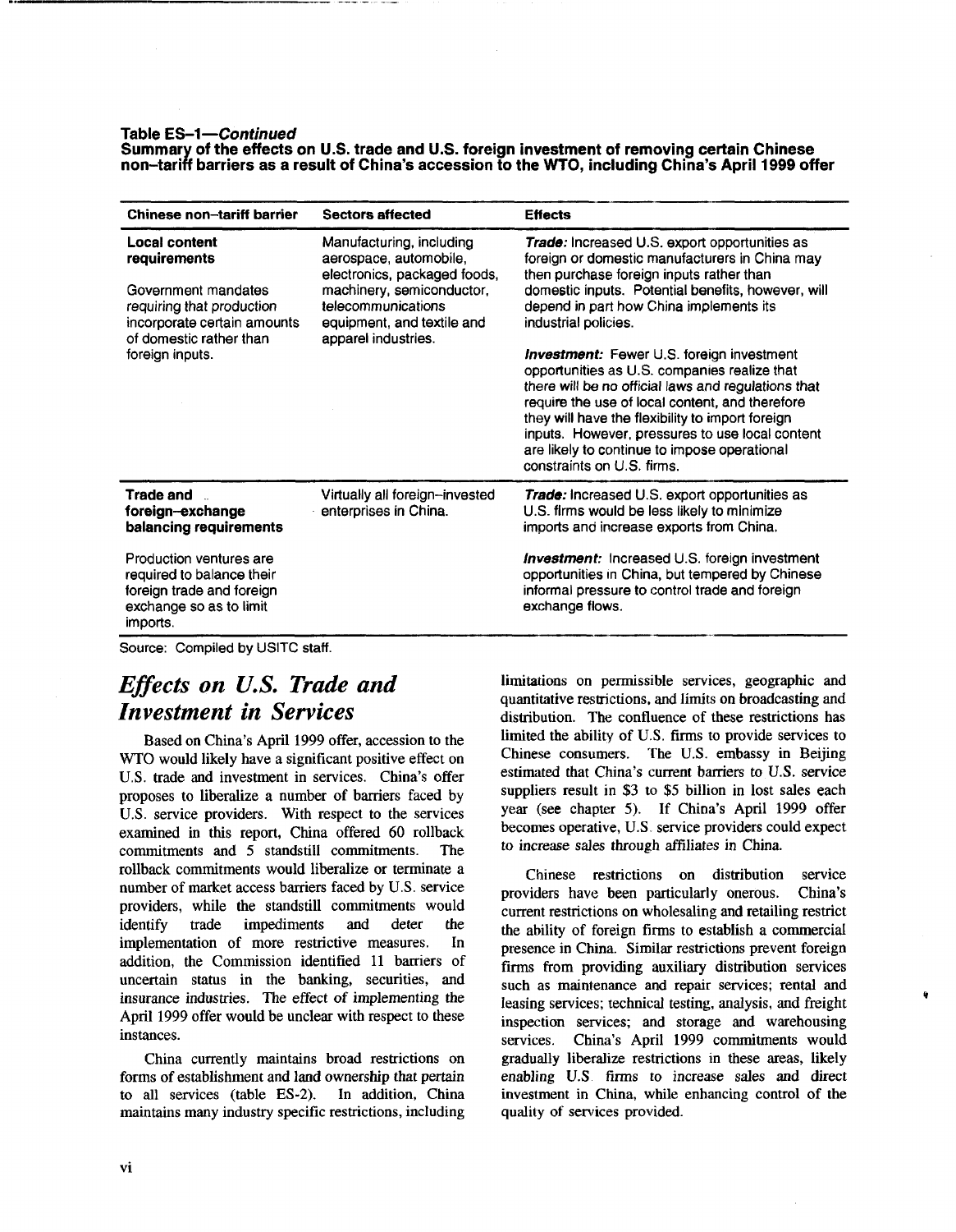**Table ES-1—*Continued***
**Summary of the effects on U.S. trade and U.S. foreign investment of removing certain Chinese non-tariff barriers as a result of China's accession to the WTO, including China's April 1999 offer**

| Chinese non-tariff barrier | Sectors affected | Effects |
|---|---|---|
| **Local content requirements**<br><br>Government mandates requiring that production incorporate certain amounts of domestic rather than foreign inputs. | Manufacturing, including aerospace, automobile, electronics, packaged foods, machinery, semiconductor, telecommunications equipment, and textile and apparel industries. | ***Trade:*** Increased U.S. export opportunities as foreign or domestic manufacturers in China may then purchase foreign inputs rather than domestic inputs. Potential benefits, however, will depend in part how China implements its industrial policies.<br><br>***Investment:*** Fewer U.S. foreign investment opportunities as U.S. companies realize that there will be no official laws and regulations that require the use of local content, and therefore they will have the flexibility to import foreign inputs. However, pressures to use local content are likely to continue to impose operational constraints on U.S. firms. |
| **Trade and foreign-exchange balancing requirements**<br><br>Production ventures are required to balance their foreign trade and foreign exchange so as to limit imports. | Virtually all foreign-invested enterprises in China. | ***Trade:*** Increased U.S. export opportunities as U.S. firms would be less likely to minimize imports and increase exports from China.<br><br>***Investment:*** Increased U.S. foreign investment opportunities in China, but tempered by Chinese informal pressure to control trade and foreign exchange flows. |

Source: Compiled by USITC staff.

## *Effects on U.S. Trade and Investment in Services*

Based on China's April 1999 offer, accession to the WTO would likely have a significant positive effect on U.S. trade and investment in services. China's offer proposes to liberalize a number of barriers faced by U.S. service providers. With respect to the services examined in this report, China offered 60 rollback commitments and 5 standstill commitments. The rollback commitments would liberalize or terminate a number of market access barriers faced by U.S. service providers, while the standstill commitments would identify trade impediments and deter the implementation of more restrictive measures. In addition, the Commission identified 11 barriers of uncertain status in the banking, securities, and insurance industries. The effect of implementing the April 1999 offer would be unclear with respect to these instances.

China currently maintains broad restrictions on forms of establishment and land ownership that pertain to all services (table ES-2). In addition, China maintains many industry specific restrictions, including limitations on permissible services, geographic and quantitative restrictions, and limits on broadcasting and distribution. The confluence of these restrictions has limited the ability of U.S. firms to provide services to Chinese consumers. The U.S. embassy in Beijing estimated that China's current barriers to U.S. service suppliers result in $3 to $5 billion in lost sales each year (see chapter 5). If China's April 1999 offer becomes operative, U.S. service providers could expect to increase sales through affiliates in China.

Chinese restrictions on distribution service providers have been particularly onerous. China's current restrictions on wholesaling and retailing restrict the ability of foreign firms to establish a commercial presence in China. Similar restrictions prevent foreign firms from providing auxiliary distribution services such as maintenance and repair services; rental and leasing services; technical testing, analysis, and freight inspection services; and storage and warehousing services. China's April 1999 commitments would gradually liberalize restrictions in these areas, likely enabling U.S. firms to increase sales and direct investment in China, while enhancing control of the quality of services provided.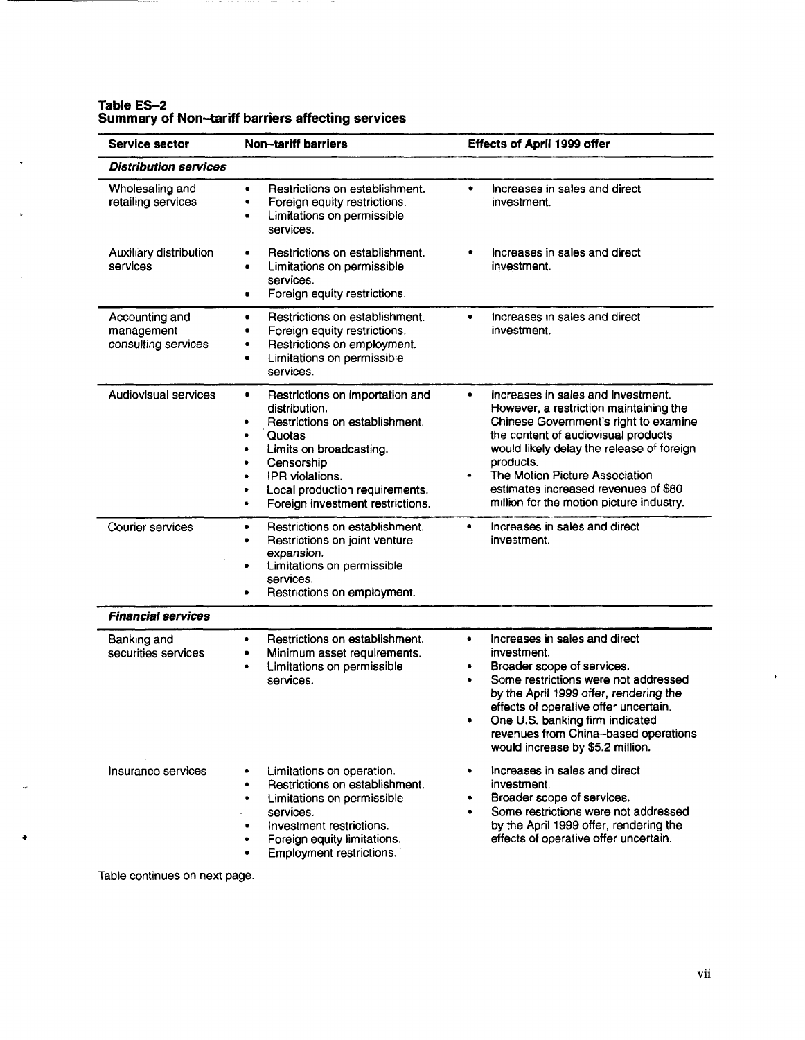**Table ES-2**
**Summary of Non-tariff barriers affecting services**

| Service sector | Non-tariff barriers | Effects of April 1999 offer |
|---|---|---|
| ***Distribution services*** | | |
| Wholesaling and retailing services | • Restrictions on establishment.<br>• Foreign equity restrictions.<br>• Limitations on permissible services. | • Increases in sales and direct investment. |
| Auxiliary distribution services | • Restrictions on establishment.<br>• Limitations on permissible services.<br>• Foreign equity restrictions. | • Increases in sales and direct investment. |
| Accounting and management consulting services | • Restrictions on establishment.<br>• Foreign equity restrictions.<br>• Restrictions on employment.<br>• Limitations on permissible services. | • Increases in sales and direct investment. |
| Audiovisual services | • Restrictions on importation and distribution.<br>• Restrictions on establishment.<br>• Quotas<br>• Limits on broadcasting.<br>• Censorship<br>• IPR violations.<br>• Local production requirements.<br>• Foreign investment restrictions. | • Increases in sales and investment. However, a restriction maintaining the Chinese Government's right to examine the content of audiovisual products would likely delay the release of foreign products.<br>• The Motion Picture Association estimates increased revenues of $80 million for the motion picture industry. |
| Courier services | • Restrictions on establishment.<br>• Restrictions on joint venture expansion.<br>• Limitations on permissible services.<br>• Restrictions on employment. | • Increases in sales and direct investment. |
| ***Financial services*** | | |
| Banking and securities services | • Restrictions on establishment.<br>• Minimum asset requirements.<br>• Limitations on permissible services. | • Increases in sales and direct investment.<br>• Broader scope of services.<br>• Some restrictions were not addressed by the April 1999 offer, rendering the effects of operative offer uncertain.<br>• One U.S. banking firm indicated revenues from China-based operations would increase by $5.2 million. |
| Insurance services | • Limitations on operation.<br>• Restrictions on establishment.<br>• Limitations on permissible services.<br>• Investment restrictions.<br>• Foreign equity limitations.<br>• Employment restrictions. | • Increases in sales and direct investment.<br>• Broader scope of services.<br>• Some restrictions were not addressed by the April 1999 offer, rendering the effects of operative offer uncertain. |

Table continues on next page.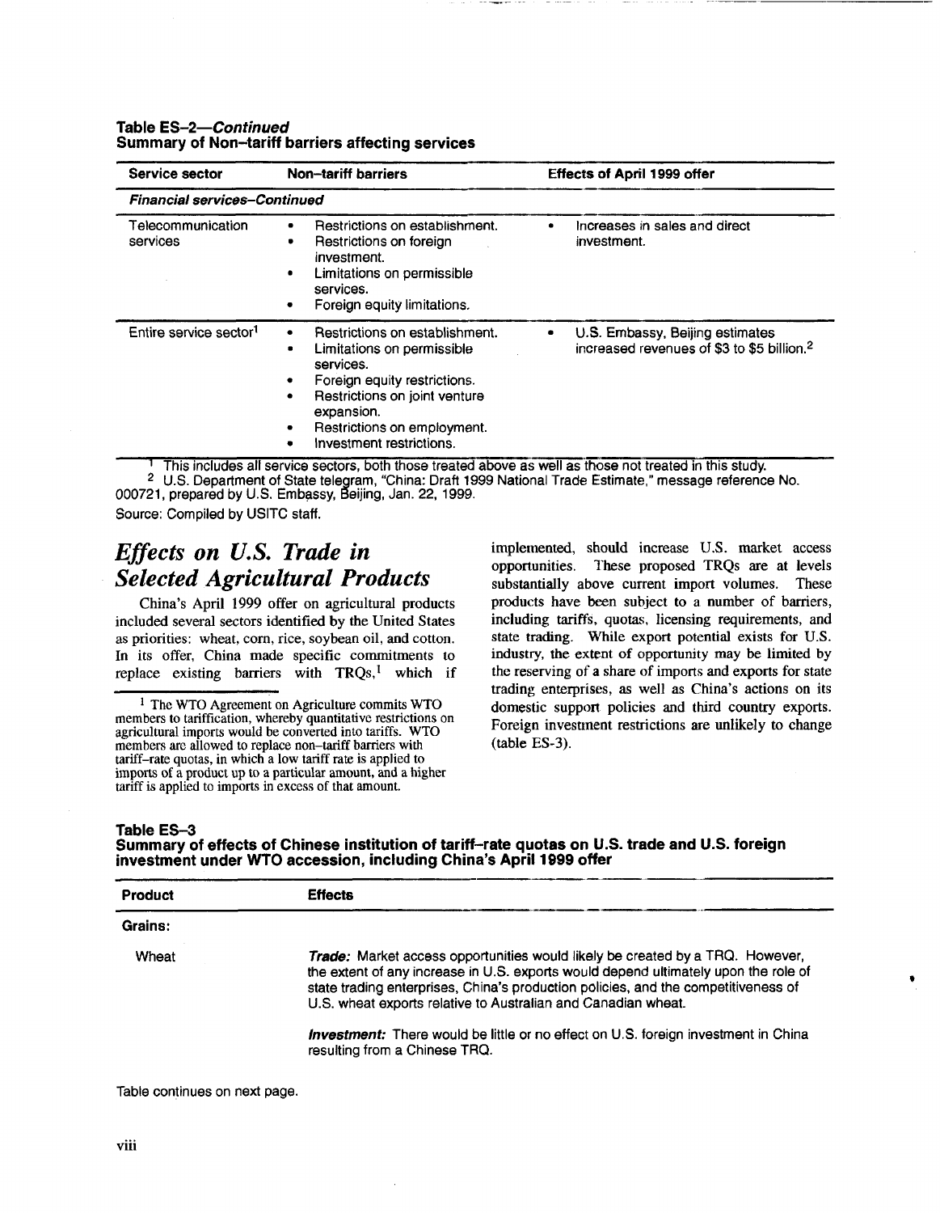**Table ES-2—*Continued***
**Summary of Non-tariff barriers affecting services**

| Service sector | Non-tariff barriers | Effects of April 1999 offer |
|---|---|---|
| ***Financial services–Continued*** | | |
| Telecommunication services | • Restrictions on establishment.<br>• Restrictions on foreign investment.<br>• Limitations on permissible services.<br>• Foreign equity limitations. | • Increases in sales and direct investment. |
| Entire service sector[1] | • Restrictions on establishment.<br>• Limitations on permissible services.<br>• Foreign equity restrictions.<br>• Restrictions on joint venture expansion.<br>• Restrictions on employment.<br>• Investment restrictions. | • U.S. Embassy, Beijing estimates increased revenues of $3 to $5 billion.[2] |

[1] This includes all service sectors, both those treated above as well as those not treated in this study.
[2] U.S. Department of State telegram, "China: Draft 1999 National Trade Estimate," message reference No. 000721, prepared by U.S. Embassy, Beijing, Jan. 22, 1999.

Source: Compiled by USITC staff.

## *Effects on U.S. Trade in Selected Agricultural Products*

China's April 1999 offer on agricultural products included several sectors identified by the United States as priorities: wheat, corn, rice, soybean oil, and cotton. In its offer, China made specific commitments to replace existing barriers with TRQs,[1] which if implemented, should increase U.S. market access opportunities. These proposed TRQs are at levels substantially above current import volumes. These products have been subject to a number of barriers, including tariffs, quotas, licensing requirements, and state trading. While export potential exists for U.S. industry, the extent of opportunity may be limited by the reserving of a share of imports and exports for state trading enterprises, as well as China's actions on its domestic support policies and third country exports. Foreign investment restrictions are unlikely to change (table ES-3).

[1] The WTO Agreement on Agriculture commits WTO members to tariffication, whereby quantitative restrictions on agricultural imports would be converted into tariffs. WTO members are allowed to replace non-tariff barriers with tariff-rate quotas, in which a low tariff rate is applied to imports of a product up to a particular amount, and a higher tariff is applied to imports in excess of that amount.

**Table ES-3**
**Summary of effects of Chinese institution of tariff-rate quotas on U.S. trade and U.S. foreign investment under WTO accession, including China's April 1999 offer**

| Product | Effects |
|---|---|
| **Grains:** | |
| Wheat | ***Trade:*** Market access opportunities would likely be created by a TRQ. However, the extent of any increase in U.S. exports would depend ultimately upon the role of state trading enterprises, China's production policies, and the competitiveness of U.S. wheat exports relative to Australian and Canadian wheat.<br><br>***Investment:*** There would be little or no effect on U.S. foreign investment in China resulting from a Chinese TRQ. |

Table continues on next page.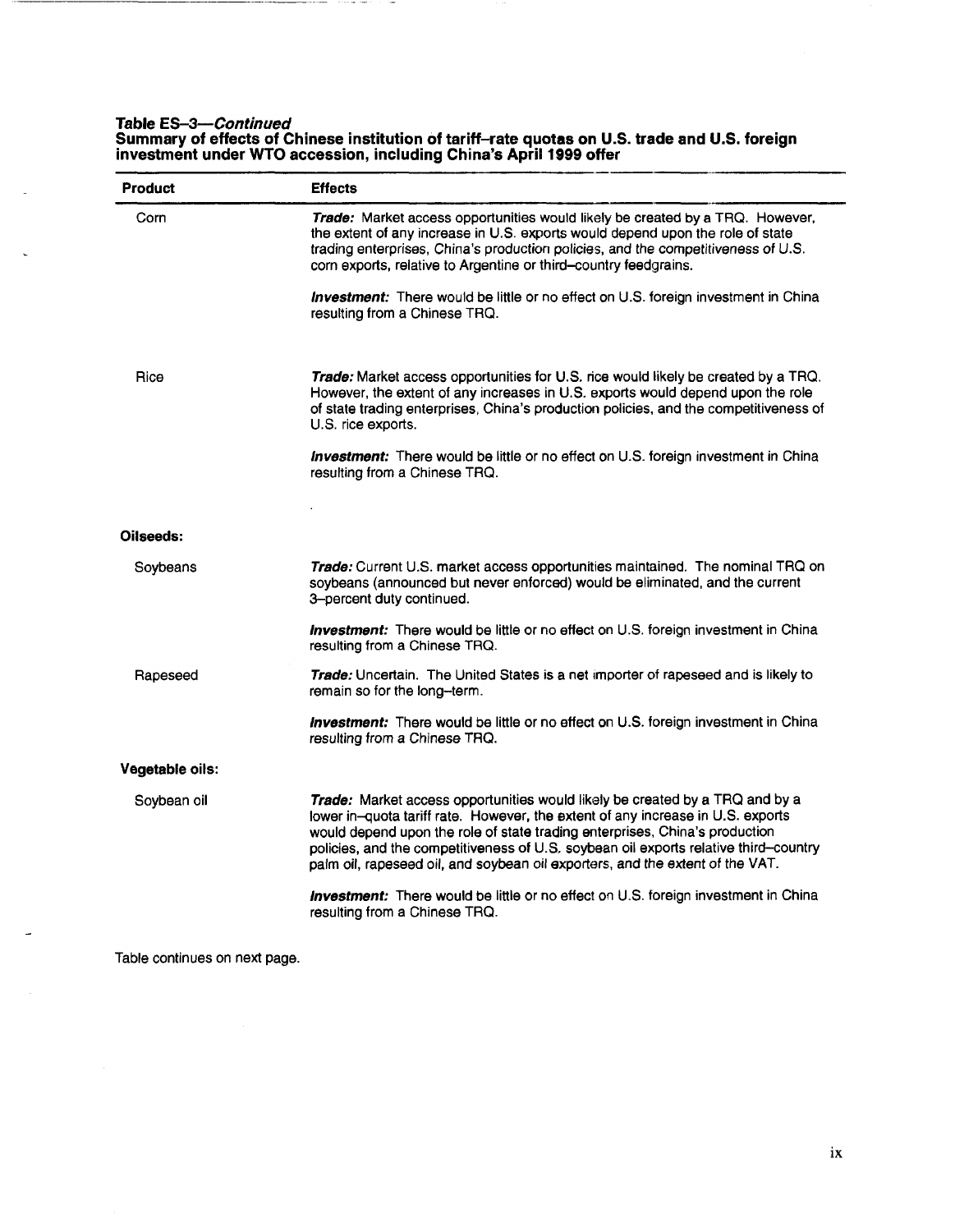**Table ES-3—*Continued***
**Summary of effects of Chinese institution of tariff-rate quotas on U.S. trade and U.S. foreign investment under WTO accession, including China's April 1999 offer**

| Product | Effects |
|---|---|
| Corn | ***Trade:*** Market access opportunities would likely be created by a TRQ. However, the extent of any increase in U.S. exports would depend upon the role of state trading enterprises, China's production policies, and the competitiveness of U.S. corn exports, relative to Argentine or third-country feedgrains.<br><br>***Investment:*** There would be little or no effect on U.S. foreign investment in China resulting from a Chinese TRQ. |
| Rice | ***Trade:*** Market access opportunities for U.S. rice would likely be created by a TRQ. However, the extent of any increases in U.S. exports would depend upon the role of state trading enterprises, China's production policies, and the competitiveness of U.S. rice exports.<br><br>***Investment:*** There would be little or no effect on U.S. foreign investment in China resulting from a Chinese TRQ. |
| **Oilseeds:** | |
| Soybeans | ***Trade:*** Current U.S. market access opportunities maintained. The nominal TRQ on soybeans (announced but never enforced) would be eliminated, and the current 3-percent duty continued.<br><br>***Investment:*** There would be little or no effect on U.S. foreign investment in China resulting from a Chinese TRQ. |
| Rapeseed | ***Trade:*** Uncertain. The United States is a net importer of rapeseed and is likely to remain so for the long-term.<br><br>***Investment:*** There would be little or no effect on U.S. foreign investment in China resulting from a Chinese TRQ. |
| **Vegetable oils:** | |
| Soybean oil | ***Trade:*** Market access opportunities would likely be created by a TRQ and by a lower in-quota tariff rate. However, the extent of any increase in U.S. exports would depend upon the role of state trading enterprises, China's production policies, and the competitiveness of U.S. soybean oil exports relative third-country palm oil, rapeseed oil, and soybean oil exporters, and the extent of the VAT.<br><br>***Investment:*** There would be little or no effect on U.S. foreign investment in China resulting from a Chinese TRQ. |

Table continues on next page.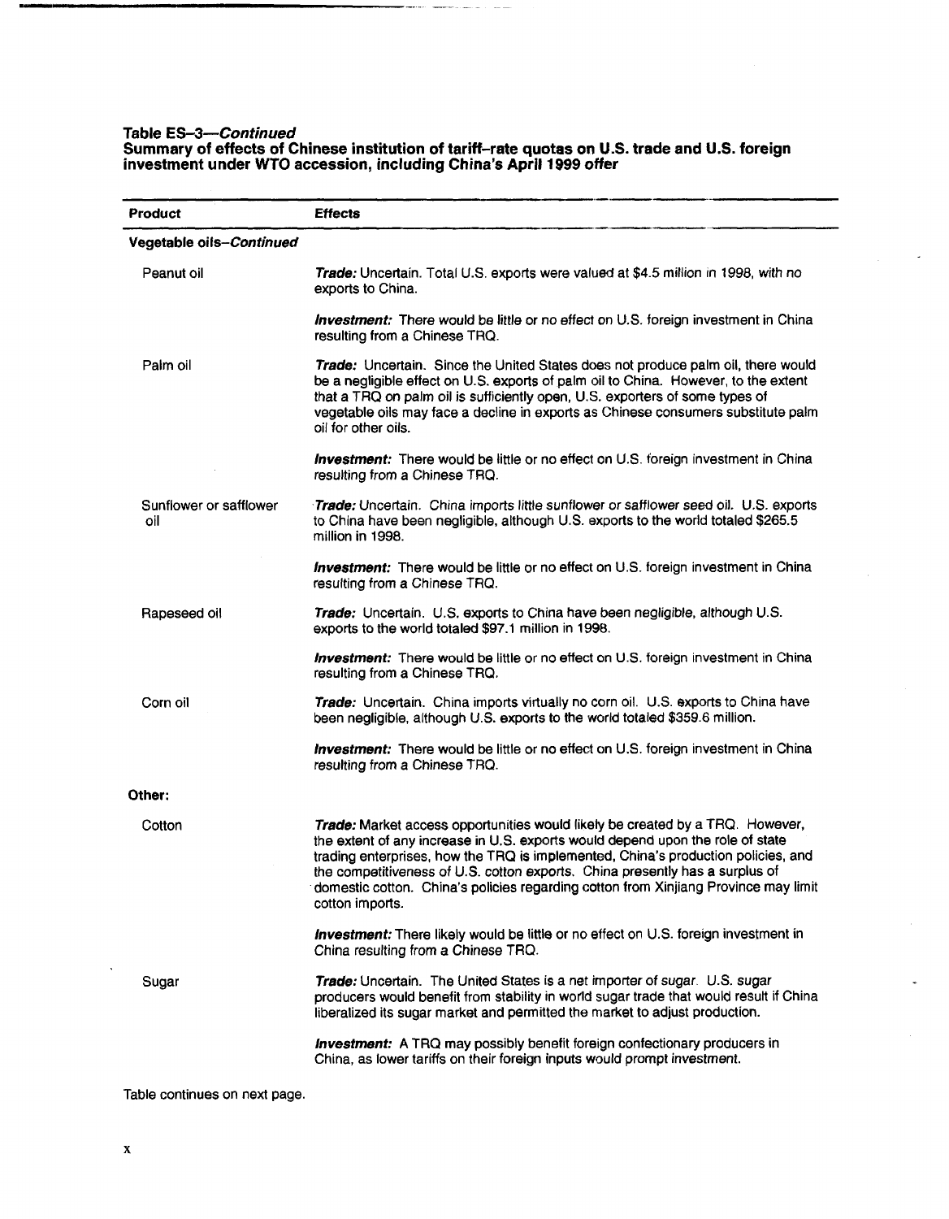**Table ES-3—*Continued***
**Summary of effects of Chinese institution of tariff-rate quotas on U.S. trade and U.S. foreign investment under WTO accession, including China's April 1999 offer**

| Product | Effects |
| --- | --- |
| **Vegetable oils–*Continued*** | |
| Peanut oil | ***Trade:*** Uncertain. Total U.S. exports were valued at $4.5 million in 1998, with no exports to China. |
| | ***Investment:*** There would be little or no effect on U.S. foreign investment in China resulting from a Chinese TRQ. |
| Palm oil | ***Trade:*** Uncertain. Since the United States does not produce palm oil, there would be a negligible effect on U.S. exports of palm oil to China. However, to the extent that a TRQ on palm oil is sufficiently open, U.S. exporters of some types of vegetable oils may face a decline in exports as Chinese consumers substitute palm oil for other oils. |
| | ***Investment:*** There would be little or no effect on U.S. foreign investment in China resulting from a Chinese TRQ. |
| Sunflower or safflower oil | ***Trade:*** Uncertain. China imports little sunflower or safflower seed oil. U.S. exports to China have been negligible, although U.S. exports to the world totaled $265.5 million in 1998. |
| | ***Investment:*** There would be little or no effect on U.S. foreign investment in China resulting from a Chinese TRQ. |
| Rapeseed oil | ***Trade:*** Uncertain. U.S. exports to China have been negligible, although U.S. exports to the world totaled $97.1 million in 1998. |
| | ***Investment:*** There would be little or no effect on U.S. foreign investment in China resulting from a Chinese TRQ. |
| Corn oil | ***Trade:*** Uncertain. China imports virtually no corn oil. U.S. exports to China have been negligible, although U.S. exports to the world totaled $359.6 million. |
| | ***Investment:*** There would be little or no effect on U.S. foreign investment in China resulting from a Chinese TRQ. |
| **Other:** | |
| Cotton | ***Trade:*** Market access opportunities would likely be created by a TRQ. However, the extent of any increase in U.S. exports would depend upon the role of state trading enterprises, how the TRQ is implemented, China's production policies, and the competitiveness of U.S. cotton exports. China presently has a surplus of domestic cotton. China's policies regarding cotton from Xinjiang Province may limit cotton imports. |
| | ***Investment:*** There likely would be little or no effect on U.S. foreign investment in China resulting from a Chinese TRQ. |
| Sugar | ***Trade:*** Uncertain. The United States is a net importer of sugar. U.S. sugar producers would benefit from stability in world sugar trade that would result if China liberalized its sugar market and permitted the market to adjust production. |
| | ***Investment:*** A TRQ may possibly benefit foreign confectionary producers in China, as lower tariffs on their foreign inputs would prompt investment. |

Table continues on next page.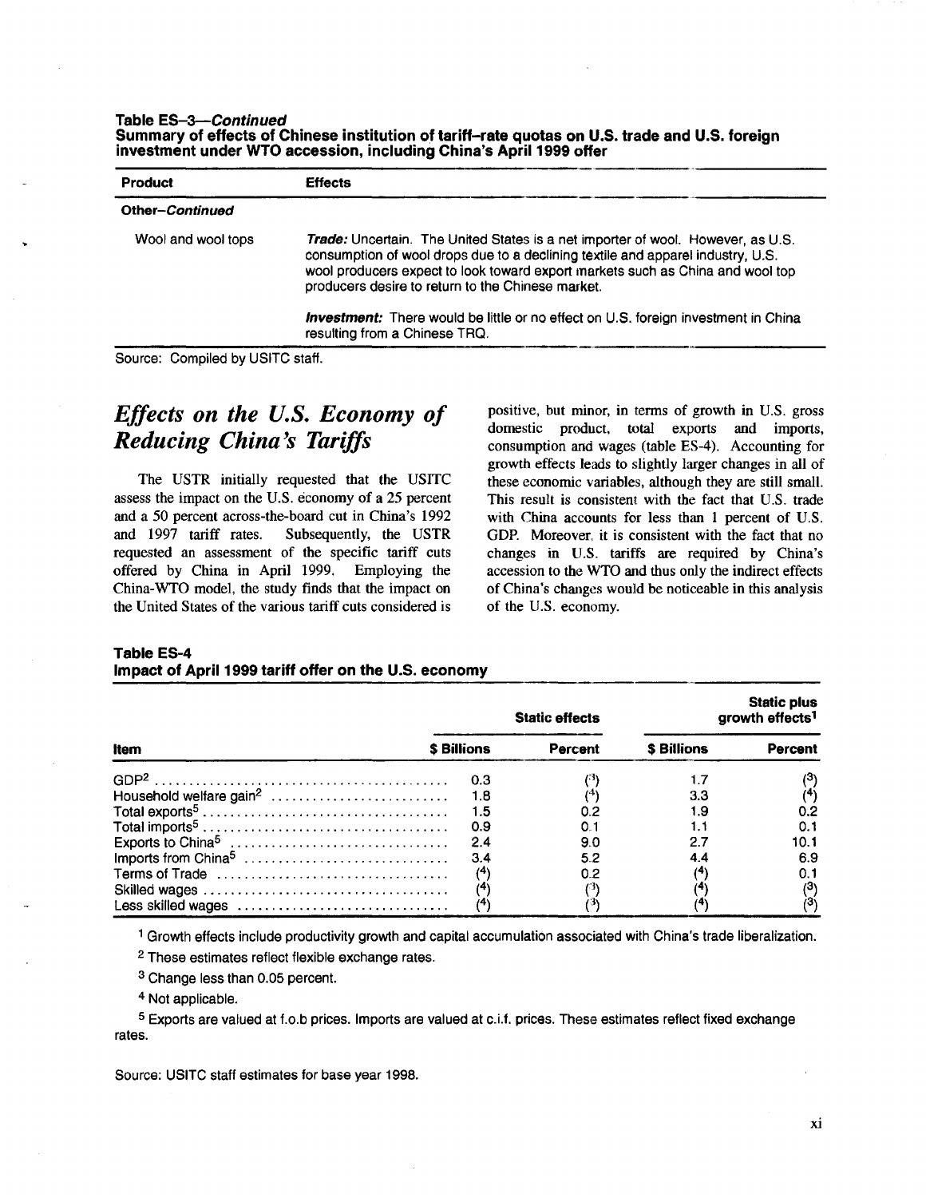**Table ES-3—*Continued***
**Summary of effects of Chinese institution of tariff-rate quotas on U.S. trade and U.S. foreign investment under WTO accession, including China's April 1999 offer**

| Product | Effects |
|---|---|
| ***Other–Continued*** | |
| Wool and wool tops | ***Trade:*** Uncertain. The United States is a net importer of wool. However, as U.S. consumption of wool drops due to a declining textile and apparel industry, U.S. wool producers expect to look toward export markets such as China and wool top producers desire to return to the Chinese market. |
| | ***Investment:*** There would be little or no effect on U.S. foreign investment in China resulting from a Chinese TRQ. |

Source: Compiled by USITC staff.

## *Effects on the U.S. Economy of Reducing China's Tariffs*

The USTR initially requested that the USITC assess the impact on the U.S. economy of a 25 percent and a 50 percent across-the-board cut in China's 1992 and 1997 tariff rates. Subsequently, the USTR requested an assessment of the specific tariff cuts offered by China in April 1999. Employing the China-WTO model, the study finds that the impact on the United States of the various tariff cuts considered is positive, but minor, in terms of growth in U.S. gross domestic product, total exports and imports, consumption and wages (table ES-4). Accounting for growth effects leads to slightly larger changes in all of these economic variables, although they are still small. This result is consistent with the fact that U.S. trade with China accounts for less than 1 percent of U.S. GDP. Moreover, it is consistent with the fact that no changes in U.S. tariffs are required by China's accession to the WTO and thus only the indirect effects of China's changes would be noticeable in this analysis of the U.S. economy.

**Table ES-4**
**Impact of April 1999 tariff offer on the U.S. economy**

| Item | Static effects | | Static plus growth effects[1] | |
|---|---|---|---|---|
| | $ Billions | Percent | $ Billions | Percent |
| GDP[2] | 0.3 | (3) | 1.7 | (3) |
| Household welfare gain[2] | 1.8 | (4) | 3.3 | (4) |
| Total exports[5] | 1.5 | 0.2 | 1.9 | 0.2 |
| Total imports[5] | 0.9 | 0.1 | 1.1 | 0.1 |
| Exports to China[5] | 2.4 | 9.0 | 2.7 | 10.1 |
| Imports from China[5] | 3.4 | 5.2 | 4.4 | 6.9 |
| Terms of Trade | (4) | 0.2 | (4) | 0.1 |
| Skilled wages | (4) | (3) | (4) | (3) |
| Less skilled wages | (4) | (3) | (4) | (3) |

[1] Growth effects include productivity growth and capital accumulation associated with China's trade liberalization.

[2] These estimates reflect flexible exchange rates.

[3] Change less than 0.05 percent.

[4] Not applicable.

[5] Exports are valued at f.o.b prices. Imports are valued at c.i.f. prices. These estimates reflect fixed exchange rates.

Source: USITC staff estimates for base year 1998.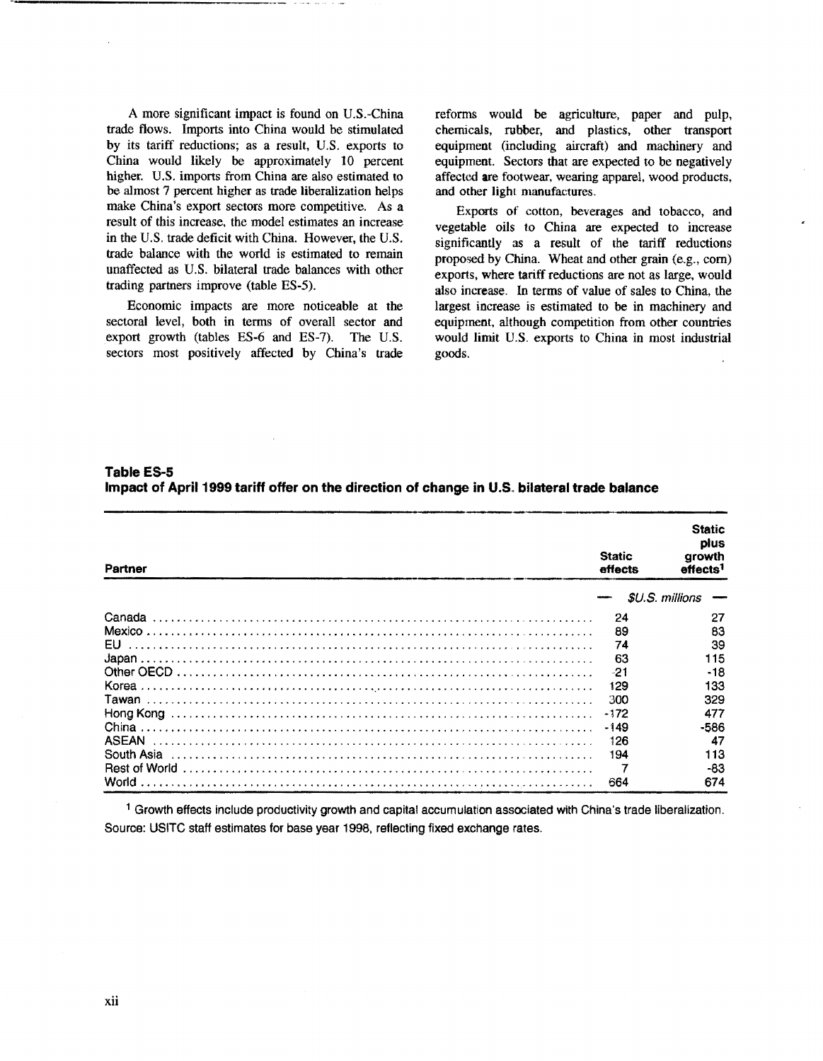A more significant impact is found on U.S.-China trade flows. Imports into China would be stimulated by its tariff reductions; as a result, U.S. exports to China would likely be approximately 10 percent higher. U.S. imports from China are also estimated to be almost 7 percent higher as trade liberalization helps make China's export sectors more competitive. As a result of this increase, the model estimates an increase in the U.S. trade deficit with China. However, the U.S. trade balance with the world is estimated to remain unaffected as U.S. bilateral trade balances with other trading partners improve (table ES-5).

Economic impacts are more noticeable at the sectoral level, both in terms of overall sector and export growth (tables ES-6 and ES-7). The U.S. sectors most positively affected by China's trade reforms would be agriculture, paper and pulp, chemicals, rubber, and plastics, other transport equipment (including aircraft) and machinery and equipment. Sectors that are expected to be negatively affected are footwear, wearing apparel, wood products, and other light manufactures.

Exports of cotton, beverages and tobacco, and vegetable oils to China are expected to increase significantly as a result of the tariff reductions proposed by China. Wheat and other grain (e.g., corn) exports, where tariff reductions are not as large, would also increase. In terms of value of sales to China, the largest increase is estimated to be in machinery and equipment, although competition from other countries would limit U.S. exports to China in most industrial goods.

**Table ES-5**
**Impact of April 1999 tariff offer on the direction of change in U.S. bilateral trade balance**

| Partner | Static effects | Static plus growth effects[1] |
|---|---|---|
| | *$U.S. millions* | |
| Canada | 24 | 27 |
| Mexico | 89 | 83 |
| EU | 74 | 39 |
| Japan | 63 | 115 |
| Other OECD | -21 | -18 |
| Korea | 129 | 133 |
| Tawan | 300 | 329 |
| Hong Kong | -172 | 477 |
| China | -149 | -586 |
| ASEAN | 126 | 47 |
| South Asia | 194 | 113 |
| Rest of World | 7 | -83 |
| World | 664 | 674 |

[1] Growth effects include productivity growth and capital accumulation associated with China's trade liberalization.

Source: USITC staff estimates for base year 1998, reflecting fixed exchange rates.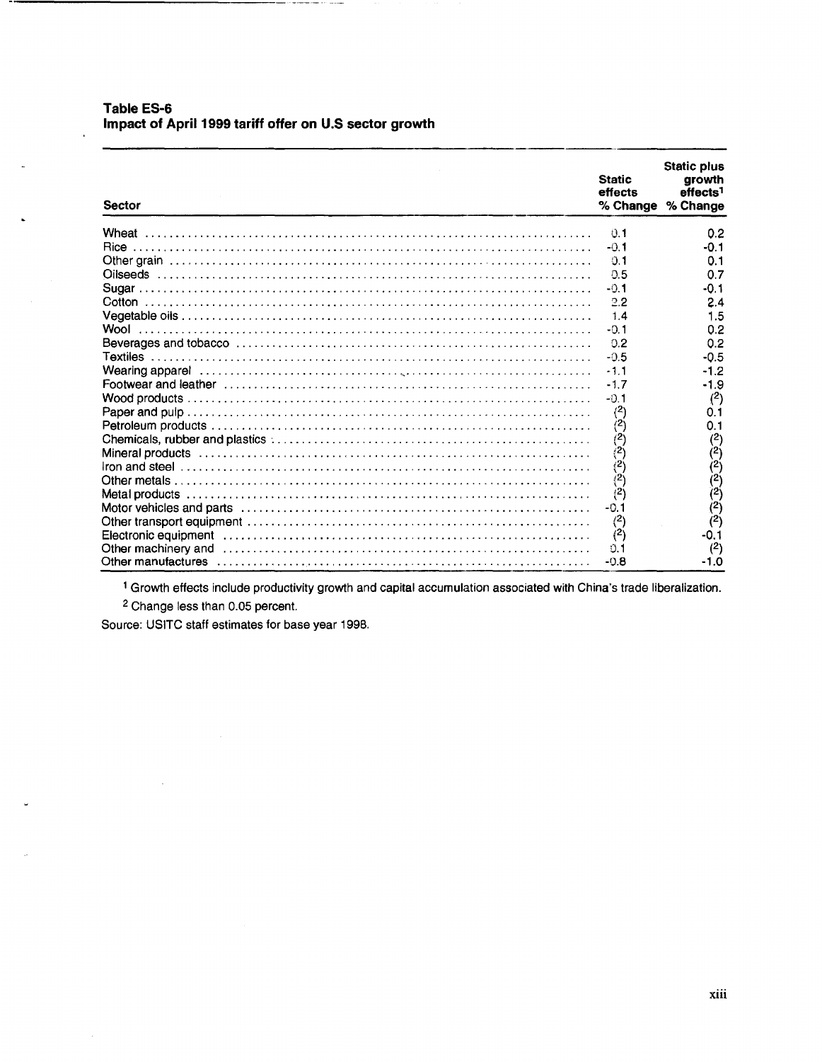**Table ES-6**
**Impact of April 1999 tariff offer on U.S sector growth**

| Sector | Static effects % Change | Static plus growth effects[1] % Change |
|---|---|---|
| Wheat | 0.1 | 0.2 |
| Rice | -0.1 | -0.1 |
| Other grain | 0.1 | 0.1 |
| Oilseeds | 0.5 | 0.7 |
| Sugar | -0.1 | -0.1 |
| Cotton | 2.2 | 2.4 |
| Vegetable oils | 1.4 | 1.5 |
| Wool | -0.1 | 0.2 |
| Beverages and tobacco | 0.2 | 0.2 |
| Textiles | -0.5 | -0.5 |
| Wearing apparel | -1.1 | -1.2 |
| Footwear and leather | -1.7 | -1.9 |
| Wood products | -0.1 | (2) |
| Paper and pulp | (2) | 0.1 |
| Petroleum products | (2) | 0.1 |
| Chemicals, rubber and plastics | (2) | (2) |
| Mineral products | (2) | (2) |
| Iron and steel | (2) | (2) |
| Other metals | (2) | (2) |
| Metal products | (2) | (2) |
| Motor vehicles and parts | -0.1 | (2) |
| Other transport equipment | (2) | (2) |
| Electronic equipment | (2) | -0.1 |
| Other machinery and | 0.1 | (2) |
| Other manufactures | -0.8 | -1.0 |

[1] Growth effects include productivity growth and capital accumulation associated with China's trade liberalization.

[2] Change less than 0.05 percent.

Source: USITC staff estimates for base year 1998.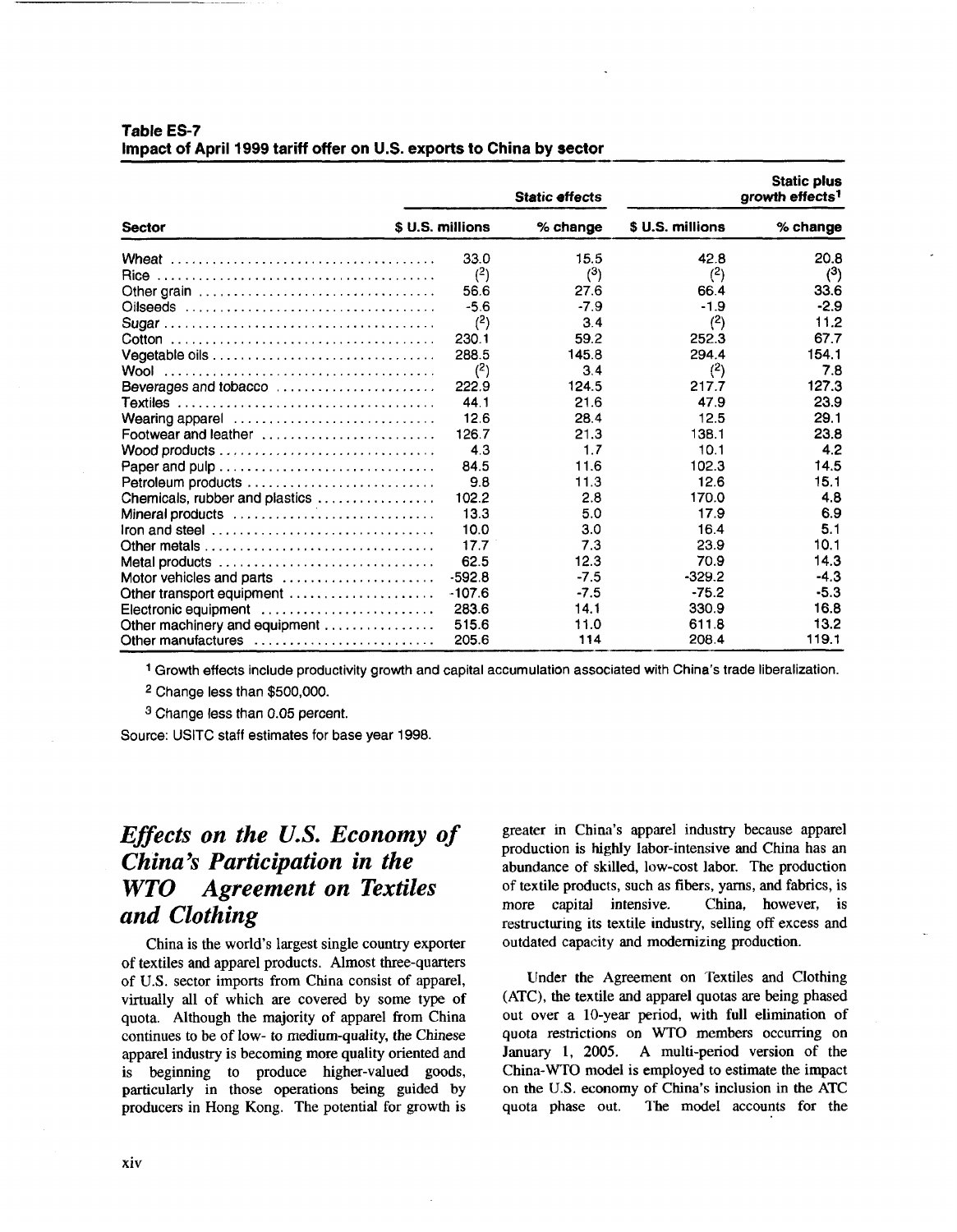**Table ES-7**
**Impact of April 1999 tariff offer on U.S. exports to China by sector**

| Sector | Static effects | | Static plus growth effects[1] | |
|---|---|---|---|---|
| | $ U.S. millions | % change | $ U.S. millions | % change |
| Wheat | 33.0 | 15.5 | 42.8 | 20.8 |
| Rice | (2) | (3) | (2) | (3) |
| Other grain | 56.6 | 27.6 | 66.4 | 33.6 |
| Oilseeds | -5.6 | -7.9 | -1.9 | -2.9 |
| Sugar | (2) | 3.4 | (2) | 11.2 |
| Cotton | 230.1 | 59.2 | 252.3 | 67.7 |
| Vegetable oils | 288.5 | 145.8 | 294.4 | 154.1 |
| Wool | (2) | 3.4 | (2) | 7.8 |
| Beverages and tobacco | 222.9 | 124.5 | 217.7 | 127.3 |
| Textiles | 44.1 | 21.6 | 47.9 | 23.9 |
| Wearing apparel | 12.6 | 28.4 | 12.5 | 29.1 |
| Footwear and leather | 126.7 | 21.3 | 138.1 | 23.8 |
| Wood products | 4.3 | 1.7 | 10.1 | 4.2 |
| Paper and pulp | 84.5 | 11.6 | 102.3 | 14.5 |
| Petroleum products | 9.8 | 11.3 | 12.6 | 15.1 |
| Chemicals, rubber and plastics | 102.2 | 2.8 | 170.0 | 4.8 |
| Mineral products | 13.3 | 5.0 | 17.9 | 6.9 |
| Iron and steel | 10.0 | 3.0 | 16.4 | 5.1 |
| Other metals | 17.7 | 7.3 | 23.9 | 10.1 |
| Metal products | 62.5 | 12.3 | 70.9 | 14.3 |
| Motor vehicles and parts | -592.8 | -7.5 | -329.2 | -4.3 |
| Other transport equipment | -107.6 | -7.5 | -75.2 | -5.3 |
| Electronic equipment | 283.6 | 14.1 | 330.9 | 16.8 |
| Other machinery and equipment | 515.6 | 11.0 | 611.8 | 13.2 |
| Other manufactures | 205.6 | 114 | 208.4 | 119.1 |

[1] Growth effects include productivity growth and capital accumulation associated with China's trade liberalization.

[2] Change less than $500,000.

[3] Change less than 0.05 percent.

Source: USITC staff estimates for base year 1998.

## *Effects on the U.S. Economy of China's Participation in the WTO Agreement on Textiles and Clothing*

China is the world's largest single country exporter of textiles and apparel products. Almost three-quarters of U.S. sector imports from China consist of apparel, virtually all of which are covered by some type of quota. Although the majority of apparel from China continues to be of low- to medium-quality, the Chinese apparel industry is becoming more quality oriented and is beginning to produce higher-valued goods, particularly in those operations being guided by producers in Hong Kong. The potential for growth is greater in China's apparel industry because apparel production is highly labor-intensive and China has an abundance of skilled, low-cost labor. The production of textile products, such as fibers, yarns, and fabrics, is more capital intensive. China, however, is restructuring its textile industry, selling off excess and outdated capacity and modernizing production.

Under the Agreement on Textiles and Clothing (ATC), the textile and apparel quotas are being phased out over a 10-year period, with full elimination of quota restrictions on WTO members occurring on January 1, 2005. A multi-period version of the China-WTO model is employed to estimate the impact on the U.S. economy of China's inclusion in the ATC quota phase out. The model accounts for the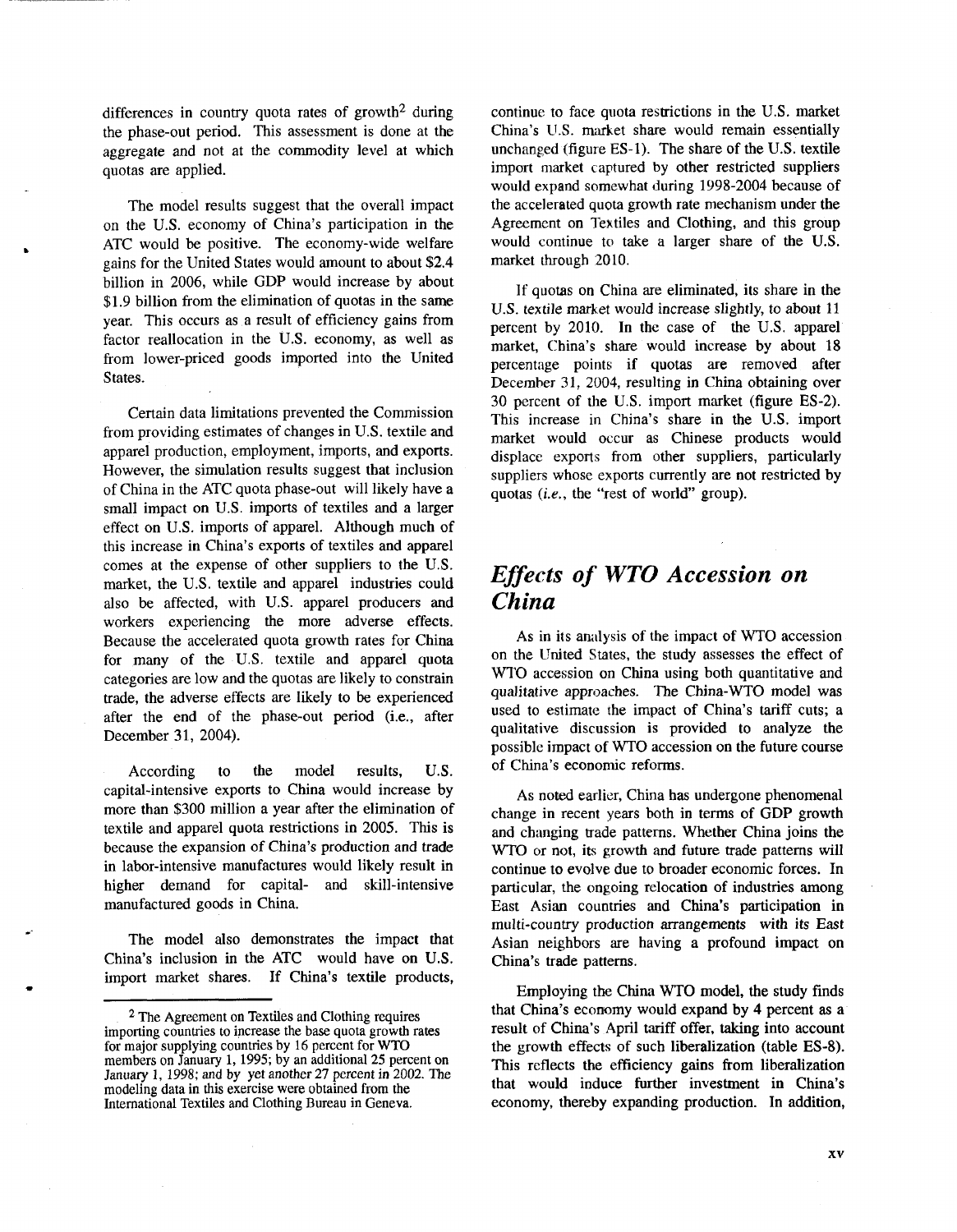differences in country quota rates of growth[2] during the phase-out period. This assessment is done at the aggregate and not at the commodity level at which quotas are applied.

The model results suggest that the overall impact on the U.S. economy of China's participation in the ATC would be positive. The economy-wide welfare gains for the United States would amount to about $2.4 billion in 2006, while GDP would increase by about $1.9 billion from the elimination of quotas in the same year. This occurs as a result of efficiency gains from factor reallocation in the U.S. economy, as well as from lower-priced goods imported into the United States.

Certain data limitations prevented the Commission from providing estimates of changes in U.S. textile and apparel production, employment, imports, and exports. However, the simulation results suggest that inclusion of China in the ATC quota phase-out will likely have a small impact on U.S. imports of textiles and a larger effect on U.S. imports of apparel. Although much of this increase in China's exports of textiles and apparel comes at the expense of other suppliers to the U.S. market, the U.S. textile and apparel industries could also be affected, with U.S. apparel producers and workers experiencing the more adverse effects. Because the accelerated quota growth rates for China for many of the U.S. textile and apparel quota categories are low and the quotas are likely to constrain trade, the adverse effects are likely to be experienced after the end of the phase-out period (i.e., after December 31, 2004).

According to the model results, U.S. capital-intensive exports to China would increase by more than $300 million a year after the elimination of textile and apparel quota restrictions in 2005. This is because the expansion of China's production and trade in labor-intensive manufactures would likely result in higher demand for capital- and skill-intensive manufactured goods in China.

The model also demonstrates the impact that China's inclusion in the ATC would have on U.S. import market shares. If China's textile products, continue to face quota restrictions in the U.S. market China's U.S. market share would remain essentially unchanged (figure ES-1). The share of the U.S. textile import market captured by other restricted suppliers would expand somewhat during 1998-2004 because of the accelerated quota growth rate mechanism under the Agreement on Textiles and Clothing, and this group would continue to take a larger share of the U.S. market through 2010.

If quotas on China are eliminated, its share in the U.S. textile market would increase slightly, to about 11 percent by 2010. In the case of the U.S. apparel market, China's share would increase by about 18 percentage points if quotas are removed after December 31, 2004, resulting in China obtaining over 30 percent of the U.S. import market (figure ES-2). This increase in China's share in the U.S. import market would occur as Chinese products would displace exports from other suppliers, particularly suppliers whose exports currently are not restricted by quotas (*i.e.*, the "rest of world" group).

## *Effects of WTO Accession on China*

As in its analysis of the impact of WTO accession on the United States, the study assesses the effect of WTO accession on China using both quantitative and qualitative approaches. The China-WTO model was used to estimate the impact of China's tariff cuts; a qualitative discussion is provided to analyze the possible impact of WTO accession on the future course of China's economic reforms.

As noted earlier, China has undergone phenomenal change in recent years both in terms of GDP growth and changing trade patterns. Whether China joins the WTO or not, its growth and future trade patterns will continue to evolve due to broader economic forces. In particular, the ongoing relocation of industries among East Asian countries and China's participation in multi-country production arrangements with its East Asian neighbors are having a profound impact on China's trade patterns.

Employing the China WTO model, the study finds that China's economy would expand by 4 percent as a result of China's April tariff offer, taking into account the growth effects of such liberalization (table ES-8). This reflects the efficiency gains from liberalization that would induce further investment in China's economy, thereby expanding production. In addition,

[2] The Agreement on Textiles and Clothing requires importing countries to increase the base quota growth rates for major supplying countries by 16 percent for WTO members on January 1, 1995; by an additional 25 percent on January 1, 1998; and by yet another 27 percent in 2002. The modeling data in this exercise were obtained from the International Textiles and Clothing Bureau in Geneva.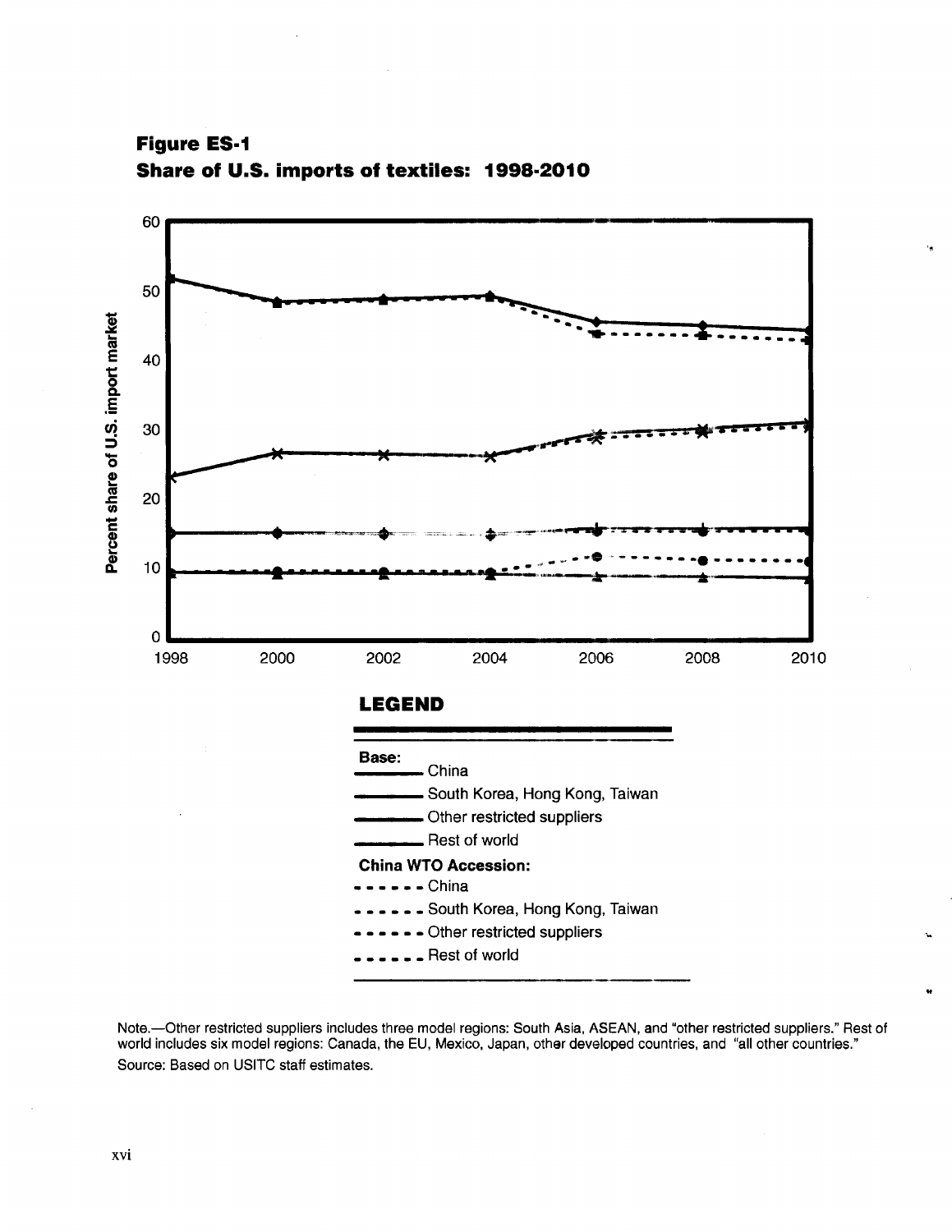**Figure ES-1**
**Share of U.S. imports of textiles: 1998-2010**

**LEGEND**

**Base:**
- China
- South Korea, Hong Kong, Taiwan
- Other restricted suppliers
- Rest of world

**China WTO Accession:**
- China
- South Korea, Hong Kong, Taiwan
- Other restricted suppliers
- Rest of world

Note.—Other restricted suppliers includes three model regions: South Asia, ASEAN, and "other restricted suppliers." Rest of world includes six model regions: Canada, the EU, Mexico, Japan, other developed countries, and "all other countries."

Source: Based on USITC staff estimates.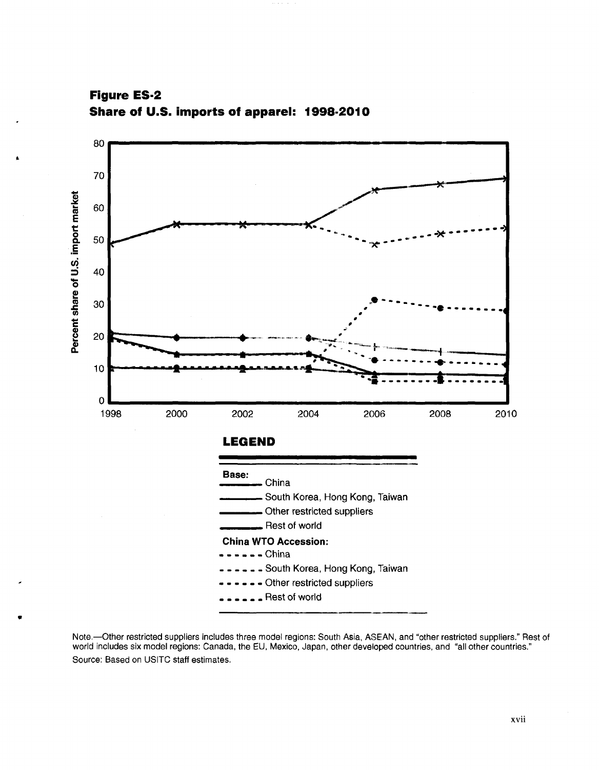**Figure ES-2**
**Share of U.S. imports of apparel: 1998-2010**

**LEGEND**

**Base:**
- China
- South Korea, Hong Kong, Taiwan
- Other restricted suppliers
- Rest of world

**China WTO Accession:**
- China
- South Korea, Hong Kong, Taiwan
- Other restricted suppliers
- Rest of world

Note.—Other restricted suppliers includes three model regions: South Asia, ASEAN, and "other restricted suppliers." Rest of world includes six model regions: Canada, the EU, Mexico, Japan, other developed countries, and "all other countries."
Source: Based on USITC staff estimates.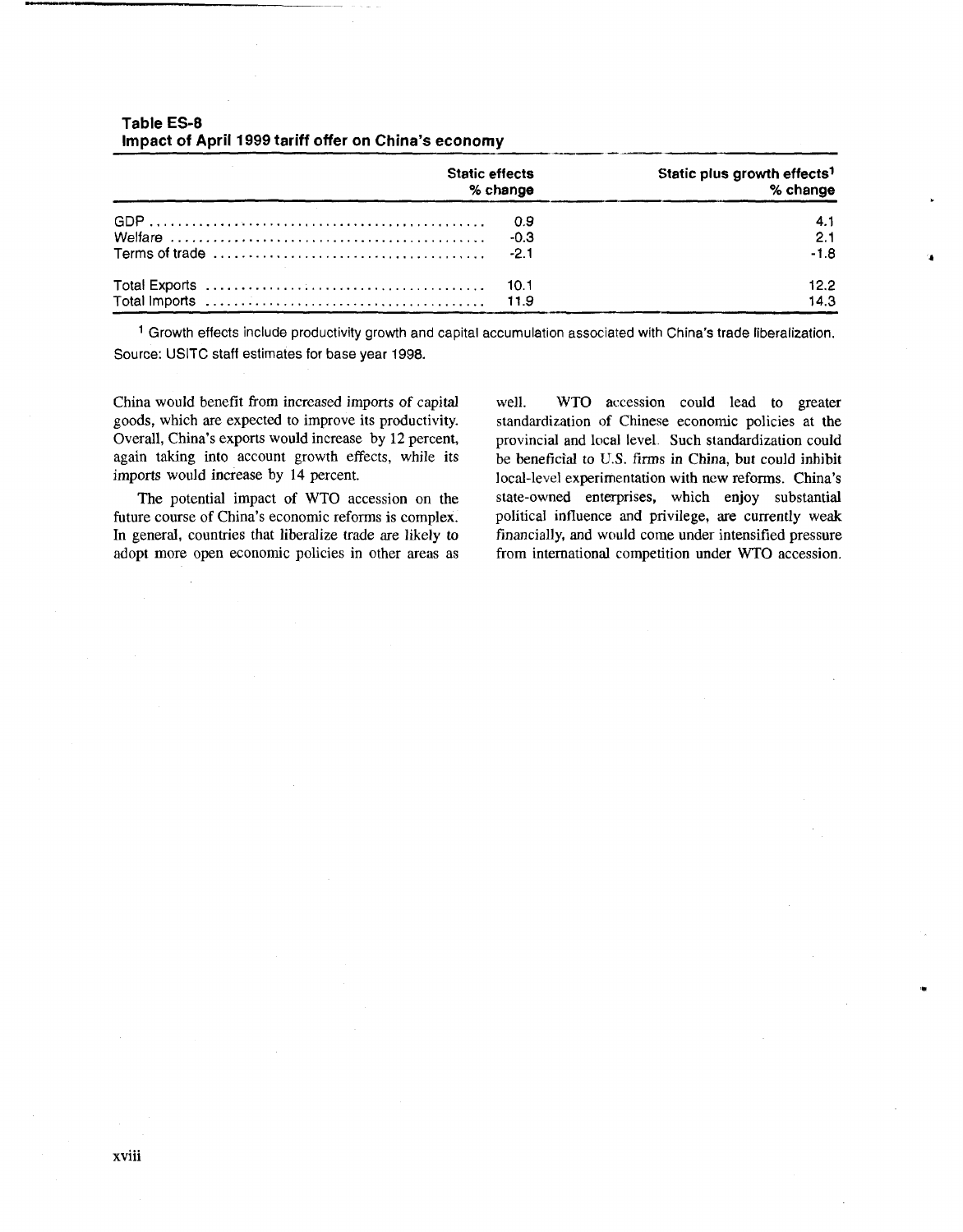**Table ES-8**
**Impact of April 1999 tariff offer on China's economy**

| | Static effects % change | Static plus growth effects[1] % change |
|---|---|---|
| GDP | 0.9 | 4.1 |
| Welfare | -0.3 | 2.1 |
| Terms of trade | -2.1 | -1.8 |
| Total Exports | 10.1 | 12.2 |
| Total Imports | 11.9 | 14.3 |

[1] Growth effects include productivity growth and capital accumulation associated with China's trade liberalization.
Source: USITC staff estimates for base year 1998.

China would benefit from increased imports of capital goods, which are expected to improve its productivity. Overall, China's exports would increase by 12 percent, again taking into account growth effects, while its imports would increase by 14 percent.

The potential impact of WTO accession on the future course of China's economic reforms is complex. In general, countries that liberalize trade are likely to adopt more open economic policies in other areas as well. WTO accession could lead to greater standardization of Chinese economic policies at the provincial and local level. Such standardization could be beneficial to U.S. firms in China, but could inhibit local-level experimentation with new reforms. China's state-owned enterprises, which enjoy substantial political influence and privilege, are currently weak financially, and would come under intensified pressure from international competition under WTO accession.